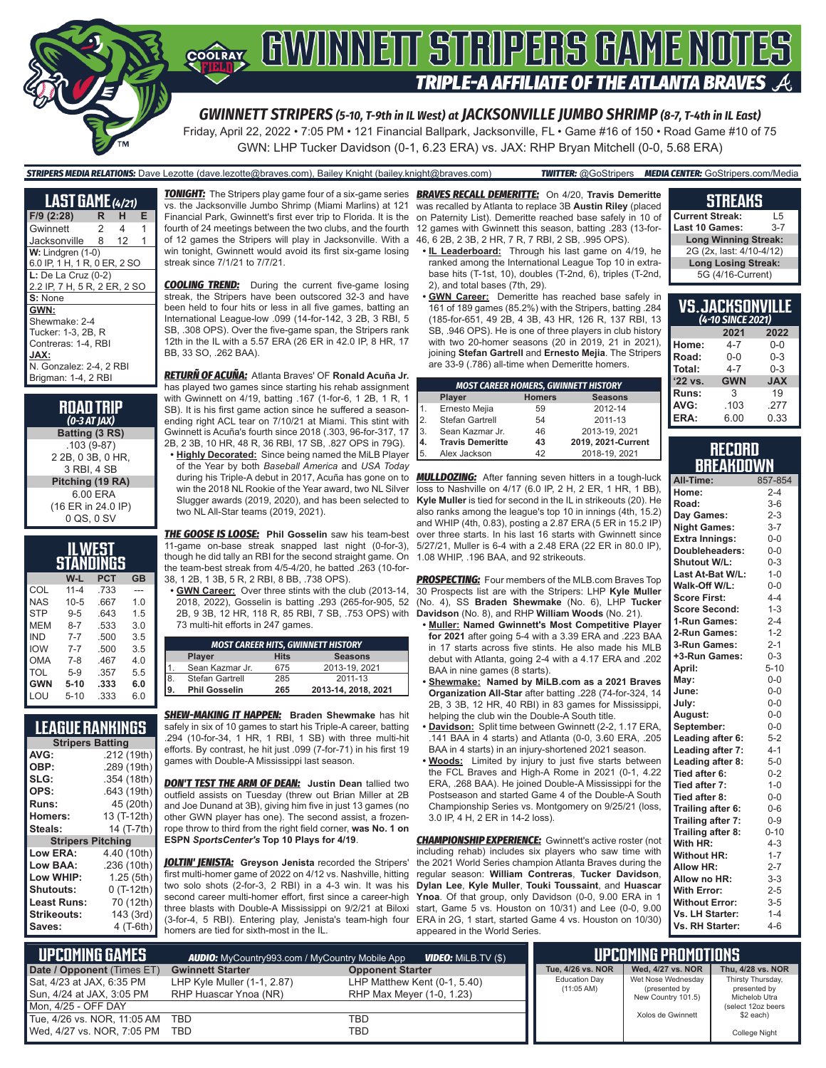# GWINNETT STRIPERS GAME NOTES

## TRIPLE-A AFFILIATE OF THE ATLANTA BRAVES

### *GWINNETT STRIPERS (5-10, T-9th in IL West) at JACKSONVILLE JUMBO SHRIMP (8-7, T-4th in IL East)*

Friday, April 22, 2022 • 7:05 PM • 121 Financial Ballpark, Jacksonville, FL • Game #16 of 150 • Road Game #10 of 75

GWN: LHP Tucker Davidson (0-1, 6.23 ERA) vs. JAX: RHP Bryan Mitchell (0-0, 5.68 ERA)

***STRIPERS MEDIA RELATIONS:*** Dave Lezotte (dave.lezotte@braves.com), Bailey Knight (bailey.knight@braves.com) ***TWITTER:*** @GoStripers ***MEDIA CENTER:*** GoStripers.com/Media

## LAST GAME (4/21)

| F/9 (2:28) | R | H | E |
|---|---|---|---|
| Gwinnett | 2 | 4 | 1 |
| Jacksonville | 8 | 12 | 1 |

**W:** Lindgren (1-0)
6.0 IP, 1 H, 1 R, 0 ER, 2 SO

**L:** De La Cruz (0-2)
2.2 IP, 7 H, 5 R, 2 ER, 2 SO

**S:** None

**GWN:**
Shewmake: 2-4
Tucker: 1-3, 2B, R
Contreras: 1-4, RBI

**JAX:**
N. Gonzalez: 2-4, 2 RBI
Brigman: 1-4, 2 RBI

## ROAD TRIP
*(0-3 AT JAX)*

**Batting (3 RS)**
.103 (9-87)
2 2B, 0 3B, 0 HR,
3 RBI, 4 SB

**Pitching (19 RA)**
6.00 ERA
(16 ER in 24.0 IP)
0 QS, 0 SV

## IL WEST STANDINGS

| | W-L | PCT | GB |
|---|---|---|---|
| COL | 11-4 | .733 | --- |
| NAS | 10-5 | .667 | 1.0 |
| STP | 9-5 | .643 | 1.5 |
| MEM | 8-7 | .533 | 3.0 |
| IND | 7-7 | .500 | 3.5 |
| IOW | 7-7 | .500 | 3.5 |
| OMA | 7-8 | .467 | 4.0 |
| TOL | 5-9 | .357 | 5.5 |
| **GWN** | **5-10** | **.333** | **6.0** |
| LOU | 5-10 | .333 | 6.0 |

## LEAGUE RANKINGS

| Stripers Batting | |
|---|---|
| AVG: | .212 (19th) |
| OBP: | .289 (19th) |
| SLG: | .354 (18th) |
| OPS: | .643 (19th) |
| Runs: | 45 (20th) |
| Homers: | 13 (T-12th) |
| Steals: | 14 (T-7th) |
| **Stripers Pitching** | |
| Low ERA: | 4.40 (10th) |
| Low BAA: | .236 (10th) |
| Low WHIP: | 1.25 (5th) |
| Shutouts: | 0 (T-12th) |
| Least Runs: | 70 (12th) |
| Strikeouts: | 143 (3rd) |
| Saves: | 4 (T-6th) |

***TONIGHT:*** The Stripers play game four of a six-game series vs. the Jacksonville Jumbo Shrimp (Miami Marlins) at 121 Financial Park, Gwinnett's first ever trip to Florida. It is the fourth of 24 meetings between the two clubs, and the fourth of 12 games the Stripers will play in Jacksonville. With a win tonight, Gwinnett would avoid its first six-game losing streak since 7/1/21 to 7/7/21.

***COOLING TREND:*** During the current five-game losing streak, the Stripers have been outscored 32-3 and have been held to four hits or less in all five games, batting an International League-low .099 (14-for-142, 3 2B, 3 RBI, 5 SB, .308 OPS). Over the five-game span, the Stripers rank 12th in the IL with a 5.57 ERA (26 ER in 42.0 IP, 8 HR, 17 BB, 33 SO, .262 BAA).

***RETURÑ OF ACUÑA:*** Atlanta Braves' OF **Ronald Acuña Jr.** has played two games since starting his rehab assignment with Gwinnett on 4/19, batting .167 (1-for-6, 1 2B, 1 R, 1 SB). It is his first game action since he suffered a season-ending right ACL tear on 7/10/21 at Miami. This stint with Gwinnett is Acuña's fourth since 2018 (.303, 96-for-317, 17 2B, 2 3B, 10 HR, 48 R, 36 RBI, 17 SB, .827 OPS in 79G).

- **Highly Decorated:** Since being named the MiLB Player of the Year by both *Baseball America* and *USA Today* during his Triple-A debut in 2017, Acuña has gone on to win the 2018 NL Rookie of the Year award, two NL Silver Slugger awards (2019, 2020), and has been selected to two NL All-Star teams (2019, 2021).

***THE GOOSE IS LOOSE:*** **Phil Gosselin** saw his team-best 11-game on-base streak snapped last night (0-for-3), though he did tally an RBI for the second straight game. On the team-best streak from 4/5-4/20, he batted .263 (10-for-38, 1 2B, 1 3B, 5 R, 2 RBI, 8 BB, .738 OPS).

- **GWN Career:** Over three stints with the club (2013-14, 2018, 2022), Gosselin is batting .293 (265-for-905, 52 2B, 9 3B, 12 HR, 118 R, 85 RBI, 7 SB, .753 OPS) with 73 multi-hit efforts in 247 games.

| MOST CAREER HITS, GWINNETT HISTORY | | | |
|---|---|---|---|
| | Player | Hits | Seasons |
| 1. | Sean Kazmar Jr. | 675 | 2013-19, 2021 |
| 8. | Stefan Gartrell | 285 | 2011-13 |
| **9.** | **Phil Gosselin** | **265** | **2013-14, 2018, 2021** |

***SHEW-MAKING IT HAPPEN:*** **Braden Shewmake** has hit safely in six of 10 games to start his Triple-A career, batting .294 (10-for-34, 1 HR, 1 RBI, 1 SB) with three multi-hit efforts. By contrast, he hit just .099 (7-for-71) in his first 19 games with Double-A Mississippi last season.

***DON'T TEST THE ARM OF DEAN:*** **Justin Dean** tallied two outfield assists on Tuesday (threw out Brian Miller at 2B and Joe Dunand at 3B), giving him five in just 13 games (no other GWN player has one). The second assist, a frozen-rope throw to third from the right field corner, **was No. 1 on ESPN *SportsCenter's* Top 10 Plays for 4/19**.

***JOLTIN' JENISTA:*** **Greyson Jenista** recorded the Stripers' first multi-homer game of 2022 on 4/12 vs. Nashville, hitting two solo shots (2-for-3, 2 RBI) in a 4-3 win. It was his second career multi-homer effort, first since a career-high three blasts with Double-A Mississippi on 9/2/21 at Biloxi (3-for-4, 5 RBI). Entering play, Jenista's team-high four homers are tied for sixth-most in the IL.

***BRAVES RECALL DEMERITTE:*** On 4/20, **Travis Demeritte** was recalled by Atlanta to replace 3B **Austin Riley** (placed on Paternity List). Demeritte reached base safely in 10 of 12 games with Gwinnett this season, batting .283 (13-for-46, 6 2B, 2 3B, 2 HR, 7 R, 7 RBI, 2 SB, .995 OPS).

- **IL Leaderboard:** Through his last game on 4/19, he ranked among the International League Top 10 in extra-base hits (T-1st, 10), doubles (T-2nd, 6), triples (T-2nd, 2), and total bases (7th, 29).
- **GWN Career:** Demeritte has reached base safely in 161 of 189 games (85.2%) with the Stripers, batting .284 (185-for-651, 49 2B, 4 3B, 43 HR, 126 R, 137 RBI, 13 SB, .946 OPS). He is one of three players in club history with two 20-homer seasons (20 in 2019, 21 in 2021), joining **Stefan Gartrell** and **Ernesto Mejia**. The Stripers are 33-9 (.786) all-time when Demeritte homers.

| MOST CAREER HOMERS, GWINNETT HISTORY | | | |
|---|---|---|---|
| | Player | Homers | Seasons |
| 1. | Ernesto Mejia | 59 | 2012-14 |
| 2. | Stefan Gartrell | 54 | 2011-13 |
| 3. | Sean Kazmar Jr. | 46 | 2013-19, 2021 |
| **4.** | **Travis Demeritte** | **43** | **2019, 2021-Current** |
| 5. | Alex Jackson | 42 | 2018-19, 2021 |

***MULLDOZING:*** After fanning seven hitters in a tough-luck loss to Nashville on 4/17 (6.0 IP, 2 H, 2 ER, 1 HR, 1 BB), **Kyle Muller** is tied for second in the IL in strikeouts (20). He also ranks among the league's top 10 in innings (4th, 15.2) and WHIP (4th, 0.83), posting a 2.87 ERA (5 ER in 15.2 IP) over three starts. In his last 16 starts with Gwinnett since 5/27/21, Muller is 6-4 with a 2.48 ERA (22 ER in 80.0 IP), 1.08 WHIP, .196 BAA, and 92 strikeouts.

***PROSPECTING:*** Four members of the MLB.com Braves Top 30 Prospects list are with the Stripers: LHP **Kyle Muller** (No. 4), SS **Braden Shewmake** (No. 6), LHP **Tucker Davidson** (No. 8), and RHP **William Woods** (No. 21).

- **Muller: Named Gwinnett's Most Competitive Player for 2021** after going 5-4 with a 3.39 ERA and .223 BAA in 17 starts across five stints. He also made his MLB debut with Atlanta, going 2-4 with a 4.17 ERA and .202 BAA in nine games (8 starts).
- **Shewmake: Named by MiLB.com as a 2021 Braves Organization All-Star** after batting .228 (74-for-324, 14 2B, 3 3B, 12 HR, 40 RBI) in 83 games for Mississippi, helping the club win the Double-A South title.
- **Davidson:** Split time between Gwinnett (2-2, 1.17 ERA, .141 BAA in 4 starts) and Atlanta (0-0, 3.60 ERA, .205 BAA in 4 starts) in an injury-shortened 2021 season.
- **Woods:** Limited by injury to just five starts between the FCL Braves and High-A Rome in 2021 (0-1, 4.22 ERA, .268 BAA). He joined Double-A Mississippi for the Postseason and started Game 4 of the Double-A South Championship Series vs. Montgomery on 9/25/21 (loss, 3.0 IP, 4 H, 2 ER in 14-2 loss).

***CHAMPIONSHIP EXPERIENCE:*** Gwinnett's active roster (not including rehab) includes six players who saw time with the 2021 World Series champion Atlanta Braves during the regular season: **William Contreras**, **Tucker Davidson**, **Dylan Lee**, **Kyle Muller**, **Touki Toussaint**, and **Huascar Ynoa**. Of that group, only Davidson (0-0, 9.00 ERA in 1 start, Game 5 vs. Houston on 10/31) and Lee (0-0, 9.00 ERA in 2G, 1 start, started Game 4 vs. Houston on 10/30) appeared in the World Series.

## STREAKS

| | |
|---|---|
| Current Streak: | L5 |
| Last 10 Games: | 3-7 |
| **Long Winning Streak:** | |
| 2G (2x, last: 4/10-4/12) | |
| **Long Losing Streak:** | |
| 5G (4/16-Current) | |

## VS. JACKSONVILLE
*(4-10 SINCE 2021)*

| | 2021 | 2022 |
|---|---|---|
| Home: | 4-7 | 0-0 |
| Road: | 0-0 | 0-3 |
| Total: | 4-7 | 0-3 |
| **'22 vs.** | **GWN** | **JAX** |
| Runs: | 3 | 19 |
| AVG: | .103 | .277 |
| ERA: | 6.00 | 0.33 |

## RECORD BREAKDOWN

| | |
|---|---|
| All-Time: | 857-854 |
| Home: | 2-4 |
| Road: | 3-6 |
| Day Games: | 2-3 |
| Night Games: | 3-7 |
| Extra Innings: | 0-0 |
| Doubleheaders: | 0-0 |
| Shutout W/L: | 0-3 |
| Last At-Bat W/L: | 1-0 |
| Walk-Off W/L: | 0-0 |
| Score First: | 4-4 |
| Score Second: | 1-3 |
| 1-Run Games: | 2-4 |
| 2-Run Games: | 1-2 |
| 3-Run Games: | 2-1 |
| +3-Run Games: | 0-3 |
| April: | 5-10 |
| May: | 0-0 |
| June: | 0-0 |
| July: | 0-0 |
| August: | 0-0 |
| September: | 0-0 |
| Leading after 6: | 5-2 |
| Leading after 7: | 4-1 |
| Leading after 8: | 5-0 |
| Tied after 6: | 0-2 |
| Tied after 7: | 1-0 |
| Tied after 8: | 0-0 |
| Trailing after 6: | 0-6 |
| Trailing after 7: | 0-9 |
| Trailing after 8: | 0-10 |
| With HR: | 4-3 |
| Without HR: | 1-7 |
| Allow HR: | 2-7 |
| Allow no HR: | 3-3 |
| With Error: | 2-5 |
| Without Error: | 3-5 |
| Vs. LH Starter: | 1-4 |
| Vs. RH Starter: | 4-6 |

## UPCOMING GAMES

***AUDIO:*** MyCountry993.com / MyCountry Mobile App ***VIDEO:*** MiLB.TV ($)

| Date / Opponent (Times ET) | Gwinnett Starter | Opponent Starter |
|---|---|---|
| Sat, 4/23 at JAX, 6:35 PM | LHP Kyle Muller (1-1, 2.87) | LHP Matthew Kent (0-1, 5.40) |
| Sun, 4/24 at JAX, 3:05 PM | RHP Huascar Ynoa (NR) | RHP Max Meyer (1-0, 1.23) |
| Mon, 4/25 - OFF DAY | | |
| Tue, 4/26 vs. NOR, 11:05 AM | TBD | TBD |
| Wed, 4/27 vs. NOR, 7:05 PM | TBD | TBD |

## UPCOMING PROMOTIONS

| Tue, 4/26 vs. NOR | Wed, 4/27 vs. NOR | Thu, 4/28 vs. NOR |
|---|---|---|
| Education Day (11:05 AM) | Wet Nose Wednesday (presented by New Country 101.5) Xolos de Gwinnett | Thirsty Thursday, presented by Michelob Ultra (select 12oz beers $2 each) College Night |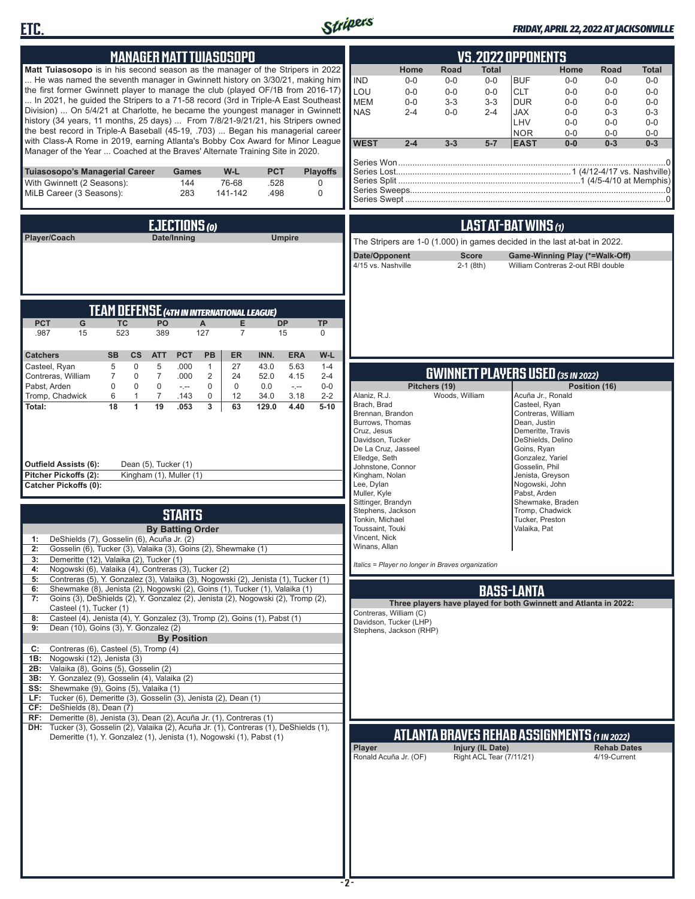## MANAGER MATT TUIASOSOPO

**Matt Tuiasosopo** is in his second season as the manager of the Stripers in 2022 ... He was named the seventh manager in Gwinnett history on 3/30/21, making him the first former Gwinnett player to manage the club (played OF/1B from 2016-17) ... In 2021, he guided the Stripers to a 71-58 record (3rd in Triple-A East Southeast Division) ... On 5/4/21 at Charlotte, he became the youngest manager in Gwinnett history (34 years, 11 months, 25 days) ... From 7/8/21-9/21/21, his Stripers owned the best record in Triple-A Baseball (45-19, .703) ... Began his managerial career with Class-A Rome in 2019, earning Atlanta's Bobby Cox Award for Minor League Manager of the Year ... Coached at the Braves' Alternate Training Site in 2020.

| Tuiasosopo's Managerial Career | Games | W-L | PCT | Playoffs |
|---|---|---|---|---|
| With Gwinnett (2 Seasons): | 144 | 76-68 | .528 | 0 |
| MiLB Career (3 Seasons): | 283 | 141-142 | .498 | 0 |

## EJECTIONS (0)

| Player/Coach | Date/Inning | Umpire |
|---|---|---|

## TEAM DEFENSE (4TH IN INTERNATIONAL LEAGUE)

| PCT | G | TC | PO | A | E | DP | TP |
|---|---|---|---|---|---|---|---|
| .987 | 15 | 523 | 389 | 127 | 7 | 15 | 0 |

| Catchers | SB | CS | ATT | PCT | PB | ER | INN. | ERA | W-L |
|---|---|---|---|---|---|---|---|---|---|
| Casteel, Ryan | 5 | 0 | 5 | .000 | 1 | 27 | 43.0 | 5.63 | 1-4 |
| Contreras, William | 7 | 0 | 7 | .000 | 2 | 24 | 52.0 | 4.15 | 2-4 |
| Pabst, Arden | 0 | 0 | 0 | -.-- | 0 | 0 | 0.0 | -.-- | 0-0 |
| Tromp, Chadwick | 6 | 1 | 7 | .143 | 0 | 12 | 34.0 | 3.18 | 2-2 |
| **Total:** | **18** | **1** | **19** | **.053** | **3** | **63** | **129.0** | **4.40** | **5-10** |

**Outfield Assists (6):** Dean (5), Tucker (1)
**Pitcher Pickoffs (2):** Kingham (1), Muller (1)
**Catcher Pickoffs (0):**

## STARTS

**By Batting Order**

1: DeShields (7), Gosselin (6), Acuña Jr. (2)
2: Gosselin (6), Tucker (3), Valaika (3), Goins (2), Shewmake (1)
3: Demeritte (12), Valaika (2), Tucker (1)
4: Nogowski (6), Valaika (4), Contreras (3), Tucker (2)
5: Contreras (5), Y. Gonzalez (3), Valaika (3), Nogowski (2), Jenista (1), Tucker (1)
6: Shewmake (8), Jenista (2), Nogowski (2), Goins (1), Tucker (1), Valaika (1)
7: Goins (3), DeShields (2), Y. Gonzalez (2), Jenista (2), Nogowski (2), Tromp (2), Casteel (1), Tucker (1)
8: Casteel (4), Jenista (4), Y. Gonzalez (3), Tromp (2), Goins (1), Pabst (1)
9: Dean (10), Goins (3), Y. Gonzalez (2)

**By Position**

C: Contreras (6), Casteel (5), Tromp (4)
1B: Nogowski (12), Jenista (3)
2B: Valaika (8), Goins (5), Gosselin (2)
3B: Y. Gonzalez (9), Gosselin (4), Valaika (2)
SS: Shewmake (9), Goins (5), Valaika (1)
LF: Tucker (6), Demeritte (3), Gosselin (3), Jenista (2), Dean (1)
CF: DeShields (8), Dean (7)
RF: Demeritte (8), Jenista (3), Dean (2), Acuña Jr. (1), Contreras (1)
DH: Tucker (3), Gosselin (2), Valaika (2), Acuña Jr. (1), Contreras (1), DeShields (1), Demeritte (1), Y. Gonzalez (1), Jenista (1), Nogowski (1), Pabst (1)

## VS. 2022 OPPONENTS

| | Home | Road | Total | | Home | Road | Total |
|---|---|---|---|---|---|---|---|
| IND | 0-0 | 0-0 | 0-0 | BUF | 0-0 | 0-0 | 0-0 |
| LOU | 0-0 | 0-0 | 0-0 | CLT | 0-0 | 0-0 | 0-0 |
| MEM | 0-0 | 3-3 | 3-3 | DUR | 0-0 | 0-0 | 0-0 |
| NAS | 2-4 | 0-0 | 2-4 | JAX | 0-0 | 0-3 | 0-3 |
| | | | | LHV | 0-0 | 0-0 | 0-0 |
| | | | | NOR | 0-0 | 0-0 | 0-0 |
| **WEST** | **2-4** | **3-3** | **5-7** | **EAST** | **0-0** | **0-3** | **0-3** |

Series Won: 0
Series Lost: 1 (4/12-4/17 vs. Nashville)
Series Split: 1 (4/5-4/10 at Memphis)
Series Sweeps: 0
Series Swept: 0

## LAST AT-BAT WINS (1)

The Stripers are 1-0 (1.000) in games decided in the last at-bat in 2022.

| Date/Opponent | Score | Game-Winning Play (*=Walk-Off) |
|---|---|---|
| 4/15 vs. Nashville | 2-1 (8th) | William Contreras 2-out RBI double |

## GWINNETT PLAYERS USED (35 IN 2022)

**Pitchers (19)**

Alaniz, R.J.
Brach, Brad
Brennan, Brandon
Burrows, Thomas
Cruz, Jesus
Davidson, Tucker
De La Cruz, Jasseel
Elledge, Seth
Johnstone, Connor
Kingham, Nolan
Lee, Dylan
Muller, Kyle
Sittinger, Brandyn
Stephens, Jackson
Tonkin, Michael
Toussaint, Touki
Vincent, Nick
Winans, Allan
Woods, William

**Position (16)**

Acuña Jr., Ronald
Casteel, Ryan
Contreras, William
Dean, Justin
Demeritte, Travis
DeShields, Delino
Goins, Ryan
Gonzalez, Yariel
Gosselin, Phil
Jenista, Greyson
Nogowski, John
Pabst, Arden
Shewmake, Braden
Tromp, Chadwick
Tucker, Preston
Valaika, Pat

*Italics = Player no longer in Braves organization*

## BASS-LANTA

**Three players have played for both Gwinnett and Atlanta in 2022:**

Contreras, William (C)
Davidson, Tucker (LHP)
Stephens, Jackson (RHP)

## ATLANTA BRAVES REHAB ASSIGNMENTS (1 IN 2022)

| Player | Injury (IL Date) | Rehab Dates |
|---|---|---|
| Ronald Acuña Jr. (OF) | Right ACL Tear (7/11/21) | 4/19-Current |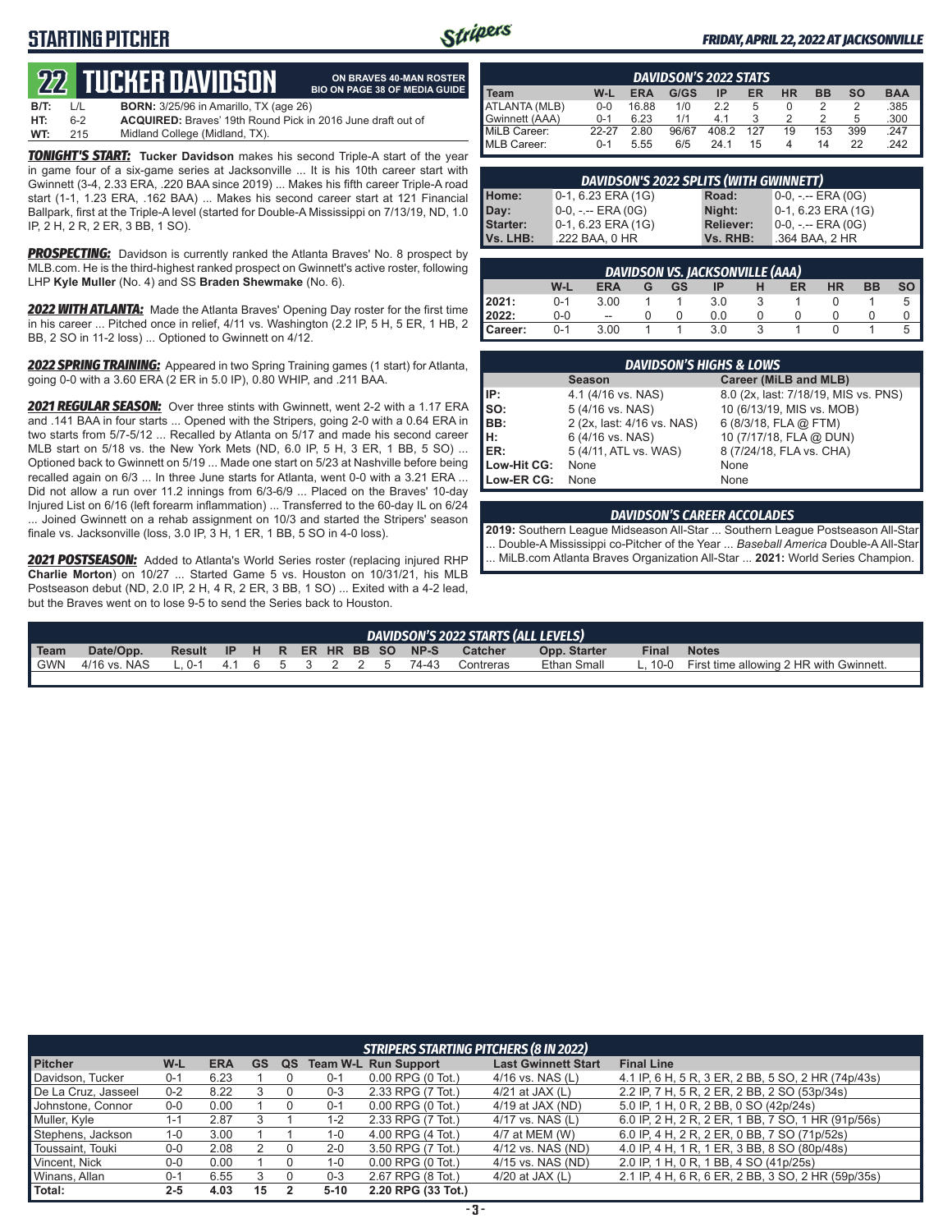# STARTING PITCHER

*FRIDAY, APRIL 22, 2022 AT JACKSONVILLE*

## 22 TUCKER DAVIDSON

**ON BRAVES 40-MAN ROSTER**
**BIO ON PAGE 38 OF MEDIA GUIDE**

| | | | |
|---|---|---|---|
| **B/T:** | L/L | **BORN:** 3/25/96 in Amarillo, TX (age 26) | |
| **HT:** | 6-2 | **ACQUIRED:** Braves' 19th Round Pick in 2016 June draft out of | |
| **WT:** | 215 | Midland College (Midland, TX). | |

***TONIGHT'S START:*** **Tucker Davidson** makes his second Triple-A start of the year in game four of a six-game series at Jacksonville ... It is his 10th career start with Gwinnett (3-4, 2.33 ERA, .220 BAA since 2019) ... Makes his fifth career Triple-A road start (1-1, 1.23 ERA, .162 BAA) ... Makes his second career start at 121 Financial Ballpark, first at the Triple-A level (started for Double-A Mississippi on 7/13/19, ND, 1.0 IP, 2 H, 2 R, 2 ER, 3 BB, 1 SO).

***PROSPECTING:*** Davidson is currently ranked the Atlanta Braves' No. 8 prospect by MLB.com. He is the third-highest ranked prospect on Gwinnett's active roster, following LHP **Kyle Muller** (No. 4) and SS **Braden Shewmake** (No. 6).

***2022 WITH ATLANTA:*** Made the Atlanta Braves' Opening Day roster for the first time in his career ... Pitched once in relief, 4/11 vs. Washington (2.2 IP, 5 H, 5 ER, 1 HB, 2 BB, 2 SO in 11-2 loss) ... Optioned to Gwinnett on 4/12.

***2022 SPRING TRAINING:*** Appeared in two Spring Training games (1 start) for Atlanta, going 0-0 with a 3.60 ERA (2 ER in 5.0 IP), 0.80 WHIP, and .211 BAA.

***2021 REGULAR SEASON:*** Over three stints with Gwinnett, went 2-2 with a 1.17 ERA and .141 BAA in four starts ... Opened with the Stripers, going 2-0 with a 0.64 ERA in two starts from 5/7-5/12 ... Recalled by Atlanta on 5/17 and made his second career MLB start on 5/18 vs. the New York Mets (ND, 6.0 IP, 5 H, 3 ER, 1 BB, 5 SO) ... Optioned back to Gwinnett on 5/19 ... Made one start on 5/23 at Nashville before being recalled again on 6/3 ... In three June starts for Atlanta, went 0-0 with a 3.21 ERA ... Did not allow a run over 11.2 innings from 6/3-6/9 ... Placed on the Braves' 10-day Injured List on 6/16 (left forearm inflammation) ... Transferred to the 60-day IL on 6/24 ... Joined Gwinnett on a rehab assignment on 10/3 and started the Stripers' season finale vs. Jacksonville (loss, 3.0 IP, 3 H, 1 ER, 1 BB, 5 SO in 4-0 loss).

***2021 POSTSEASON:*** Added to Atlanta's World Series roster (replacing injured RHP **Charlie Morton**) on 10/27 ... Started Game 5 vs. Houston on 10/31/21, his MLB Postseason debut (ND, 2.0 IP, 2 H, 4 R, 2 ER, 3 BB, 1 SO) ... Exited with a 4-2 lead, but the Braves went on to lose 9-5 to send the Series back to Houston.

### DAVIDSON'S 2022 STATS

| Team | W-L | ERA | G/GS | IP | ER | HR | BB | SO | BAA |
|---|---|---|---|---|---|---|---|---|---|
| ATLANTA (MLB) | 0-0 | 16.88 | 1/0 | 2.2 | 5 | 0 | 2 | 2 | .385 |
| Gwinnett (AAA) | 0-1 | 6.23 | 1/1 | 4.1 | 3 | 2 | 2 | 5 | .300 |
| MiLB Career: | 22-27 | 2.80 | 96/67 | 408.2 | 127 | 19 | 153 | 399 | .247 |
| MLB Career: | 0-1 | 5.55 | 6/5 | 24.1 | 15 | 4 | 14 | 22 | .242 |

### DAVIDSON'S 2022 SPLITS (WITH GWINNETT)

| | | | |
|---|---|---|---|
| **Home:** | 0-1, 6.23 ERA (1G) | **Road:** | 0-0, -.-- ERA (0G) |
| **Day:** | 0-0, -.-- ERA (0G) | **Night:** | 0-1, 6.23 ERA (1G) |
| **Starter:** | 0-1, 6.23 ERA (1G) | **Reliever:** | 0-0, -.-- ERA (0G) |
| **Vs. LHB:** | .222 BAA, 0 HR | **Vs. RHB:** | .364 BAA, 2 HR |

### DAVIDSON VS. JACKSONVILLE (AAA)

| | W-L | ERA | G | GS | IP | H | ER | HR | BB | SO |
|---|---|---|---|---|---|---|---|---|---|---|
| **2021:** | 0-1 | 3.00 | 1 | 1 | 3.0 | 3 | 1 | 0 | 1 | 5 |
| **2022:** | 0-0 | -- | 0 | 0 | 0.0 | 0 | 0 | 0 | 0 | 0 |
| **Career:** | 0-1 | 3.00 | 1 | 1 | 3.0 | 3 | 1 | 0 | 1 | 5 |

### DAVIDSON'S HIGHS & LOWS

| | Season | Career (MiLB and MLB) |
|---|---|---|
| **IP:** | 4.1 (4/16 vs. NAS) | 8.0 (2x, last: 7/18/19, MIS vs. PNS) |
| **SO:** | 5 (4/16 vs. NAS) | 10 (6/13/19, MIS vs. MOB) |
| **BB:** | 2 (2x, last: 4/16 vs. NAS) | 6 (8/3/18, FLA @ FTM) |
| **H:** | 6 (4/16 vs. NAS) | 10 (7/17/18, FLA @ DUN) |
| **ER:** | 5 (4/11, ATL vs. WAS) | 8 (7/24/18, FLA vs. CHA) |
| **Low-Hit CG:** | None | None |
| **Low-ER CG:** | None | None |

### DAVIDSON'S CAREER ACCOLADES

**2019:** Southern League Midseason All-Star ... Southern League Postseason All-Star ... Double-A Mississippi co-Pitcher of the Year ... *Baseball America* Double-A All-Star ... MiLB.com Atlanta Braves Organization All-Star ... **2021:** World Series Champion.

### DAVIDSON'S 2022 STARTS (ALL LEVELS)

| Team | Date/Opp. | Result | IP | H | R | ER | HR | BB | SO | NP-S | Catcher | Opp. Starter | Final | Notes |
|---|---|---|---|---|---|---|---|---|---|---|---|---|---|---|
| GWN | 4/16 vs. NAS | L, 0-1 | 4.1 | 6 | 5 | 3 | 2 | 2 | 5 | 74-43 | Contreras | Ethan Small | L, 10-0 | First time allowing 2 HR with Gwinnett. |

### STRIPERS STARTING PITCHERS (8 IN 2022)

| Pitcher | W-L | ERA | GS | QS | Team W-L | Run Support | Last Gwinnett Start | Final Line |
|---|---|---|---|---|---|---|---|---|
| Davidson, Tucker | 0-1 | 6.23 | 1 | 0 | 0-1 | 0.00 RPG (0 Tot.) | 4/16 vs. NAS (L) | 4.1 IP, 6 H, 5 R, 3 ER, 2 BB, 5 SO, 2 HR (74p/43s) |
| De La Cruz, Jasseel | 0-2 | 8.22 | 3 | 0 | 0-3 | 2.33 RPG (7 Tot.) | 4/21 at JAX (L) | 2.2 IP, 7 H, 5 R, 2 ER, 2 BB, 2 SO (53p/34s) |
| Johnstone, Connor | 0-0 | 0.00 | 1 | 0 | 0-1 | 0.00 RPG (0 Tot.) | 4/19 at JAX (ND) | 5.0 IP, 1 H, 0 R, 2 BB, 0 SO (42p/24s) |
| Muller, Kyle | 1-1 | 2.87 | 3 | 1 | 1-2 | 2.33 RPG (7 Tot.) | 4/17 vs. NAS (L) | 6.0 IP, 2 H, 2 R, 2 ER, 1 BB, 7 SO, 1 HR (91p/56s) |
| Stephens, Jackson | 1-0 | 3.00 | 1 | 1 | 1-0 | 4.00 RPG (4 Tot.) | 4/7 at MEM (W) | 6.0 IP, 4 H, 2 R, 2 ER, 0 BB, 7 SO (71p/52s) |
| Toussaint, Touki | 0-0 | 2.08 | 2 | 0 | 2-0 | 3.50 RPG (7 Tot.) | 4/12 vs. NAS (ND) | 4.0 IP, 4 H, 1 R, 1 ER, 3 BB, 8 SO (80p/48s) |
| Vincent, Nick | 0-0 | 0.00 | 1 | 0 | 1-0 | 0.00 RPG (0 Tot.) | 4/15 vs. NAS (ND) | 2.0 IP, 1 H, 0 R, 1 BB, 4 SO (41p/25s) |
| Winans, Allan | 0-1 | 6.55 | 3 | 0 | 0-3 | 2.67 RPG (8 Tot.) | 4/20 at JAX (L) | 2.1 IP, 4 H, 6 R, 6 ER, 2 BB, 3 SO, 2 HR (59p/35s) |
| **Total:** | **2-5** | **4.03** | **15** | **2** | **5-10** | **2.20 RPG (33 Tot.)** | | |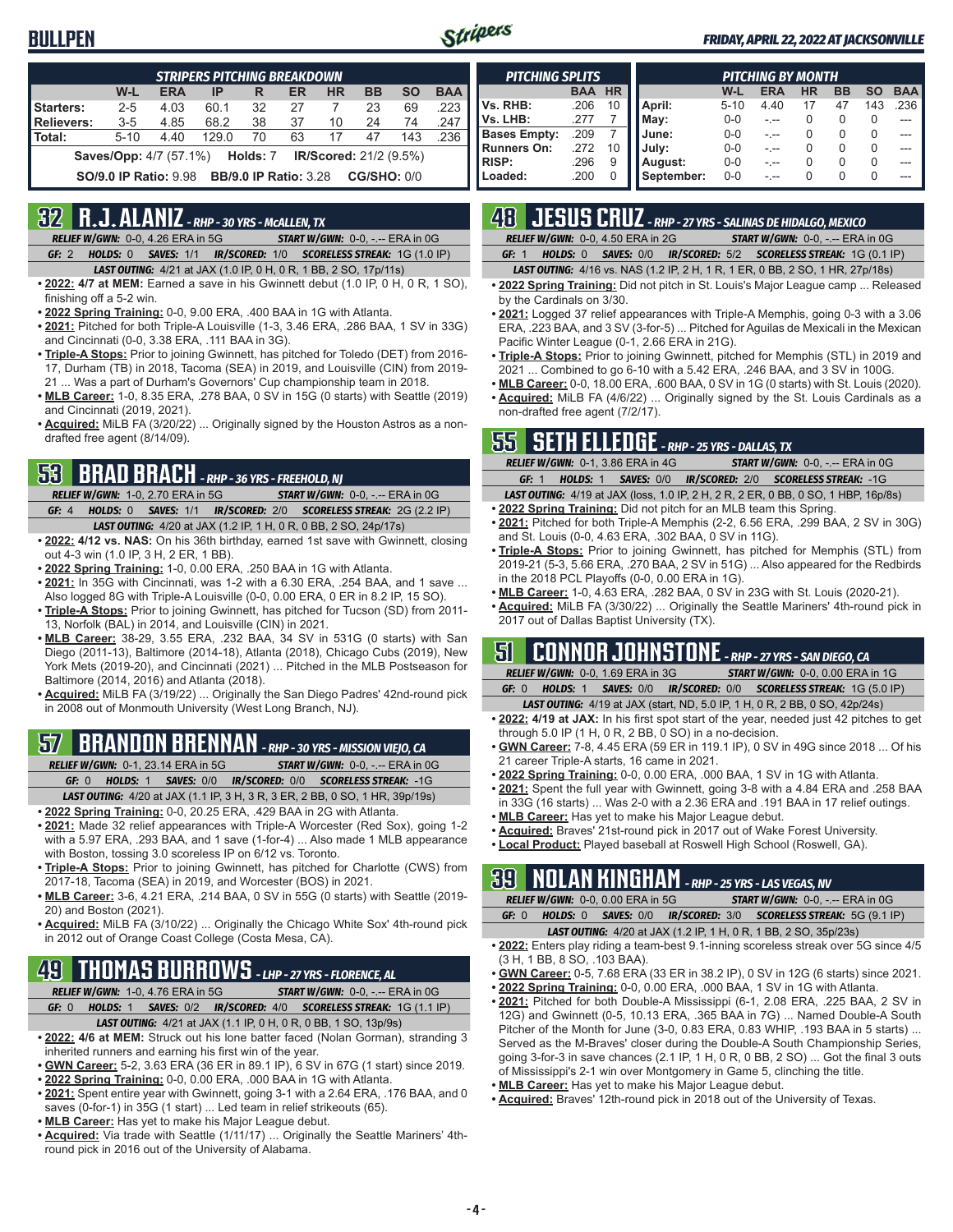# BULLPEN

*FRIDAY, APRIL 22, 2022 AT JACKSONVILLE*

### STRIPERS PITCHING BREAKDOWN

| | W-L | ERA | IP | R | ER | HR | BB | SO | BAA |
|---|---|---|---|---|---|---|---|---|---|
| Starters: | 2-5 | 4.03 | 60.1 | 32 | 27 | 7 | 23 | 69 | .223 |
| Relievers: | 3-5 | 4.85 | 68.2 | 38 | 37 | 10 | 24 | 74 | .247 |
| Total: | 5-10 | 4.40 | 129.0 | 70 | 63 | 17 | 47 | 143 | .236 |

**Saves/Opp:** 4/7 (57.1%) **Holds:** 7 **IR/Scored:** 21/2 (9.5%)

**SO/9.0 IP Ratio:** 9.98 **BB/9.0 IP Ratio:** 3.28 **CG/SHO:** 0/0

### PITCHING SPLITS

| | BAA | HR |
|---|---|---|
| Vs. RHB: | .206 | 10 |
| Vs. LHB: | .277 | 7 |
| Bases Empty: | .209 | 7 |
| Runners On: | .272 | 10 |
| RISP: | .296 | 9 |
| Loaded: | .200 | 0 |

### PITCHING BY MONTH

| | W-L | ERA | HR | BB | SO | BAA |
|---|---|---|---|---|---|---|
| April: | 5-10 | 4.40 | 17 | 47 | 143 | .236 |
| May: | 0-0 | -.-- | 0 | 0 | 0 | --- |
| June: | 0-0 | -.-- | 0 | 0 | 0 | --- |
| July: | 0-0 | -.-- | 0 | 0 | 0 | --- |
| August: | 0-0 | -.-- | 0 | 0 | 0 | --- |
| September: | 0-0 | -.-- | 0 | 0 | 0 | --- |

## 32 R.J. ALANIZ - RHP - 30 YRS - McALLEN, TX

*RELIEF W/GWN:* 0-0, 4.26 ERA in 5G *START W/GWN:* 0-0, -.-- ERA in 0G

*GF:* 2 *HOLDS:* 0 *SAVES:* 1/1 *IR/SCORED:* 1/0 *SCORELESS STREAK:* 1G (1.0 IP)

*LAST OUTING:* 4/21 at JAX (1.0 IP, 0 H, 0 R, 1 BB, 2 SO, 17p/11s)

- **2022: 4/7 at MEM:** Earned a save in his Gwinnett debut (1.0 IP, 0 H, 0 R, 1 SO), finishing off a 5-2 win.
- **2022 Spring Training:** 0-0, 9.00 ERA, .400 BAA in 1G with Atlanta.
- **2021:** Pitched for both Triple-A Louisville (1-3, 3.46 ERA, .286 BAA, 1 SV in 33G) and Cincinnati (0-0, 3.38 ERA, .111 BAA in 3G).
- **Triple-A Stops:** Prior to joining Gwinnett, has pitched for Toledo (DET) from 2016-17, Durham (TB) in 2018, Tacoma (SEA) in 2019, and Louisville (CIN) from 2019-21 ... Was a part of Durham's Governors' Cup championship team in 2018.
- **MLB Career:** 1-0, 8.35 ERA, .278 BAA, 0 SV in 15G (0 starts) with Seattle (2019) and Cincinnati (2019, 2021).
- **Acquired:** MiLB FA (3/20/22) ... Originally signed by the Houston Astros as a non-drafted free agent (8/14/09).

## 53 BRAD BRACH - RHP - 36 YRS - FREEHOLD, NJ

*RELIEF W/GWN:* 1-0, 2.70 ERA in 5G *START W/GWN:* 0-0, -.-- ERA in 0G

*GF:* 4 *HOLDS:* 0 *SAVES:* 1/1 *IR/SCORED:* 2/0 *SCORELESS STREAK:* 2G (2.2 IP)

*LAST OUTING:* 4/20 at JAX (1.2 IP, 1 H, 0 R, 0 BB, 2 SO, 24p/17s)

- **2022: 4/12 vs. NAS:** On his 36th birthday, earned 1st save with Gwinnett, closing out a 4-3 win (1.0 IP, 3 H, 2 ER, 1 BB).
- **2022 Spring Training:** 1-0, 0.00 ERA, .250 BAA in 1G with Atlanta.
- **2021:** In 35G with Cincinnati, was 1-2 with a 6.30 ERA, .254 BAA, and 1 save ... Also logged 8G with Triple-A Louisville (0-0, 0.00 ERA, 0 ER in 8.2 IP, 15 SO).
- **Triple-A Stops:** Prior to joining Gwinnett, has pitched for Tucson (SD) from 2011-13, Norfolk (BAL) in 2014, and Louisville (CIN) in 2021.
- **MLB Career:** 38-29, 3.55 ERA, .232 BAA, 34 SV in 531G (0 starts) with San Diego (2011-13), Baltimore (2014-18), Atlanta (2018), Chicago Cubs (2019), New York Mets (2019-20), and Cincinnati (2021) ... Pitched in the MLB Postseason for Baltimore (2014, 2016) and Atlanta (2018).
- **Acquired:** MiLB FA (3/19/22) ... Originally the San Diego Padres' 42nd-round pick in 2008 out of Monmouth University (West Long Branch, NJ).

## 57 BRANDON BRENNAN - RHP - 30 YRS - MISSION VIEJO, CA

*RELIEF W/GWN:* 0-1, 23.14 ERA in 5G *START W/GWN:* 0-0, -.-- ERA in 0G

*GF:* 0 *HOLDS:* 1 *SAVES:* 0/0 *IR/SCORED:* 0/0 *SCORELESS STREAK:* -1G

*LAST OUTING:* 4/20 at JAX (1.1 IP, 3 H, 3 R, 3 ER, 2 BB, 0 SO, 1 HR, 39p/19s)

- **2022 Spring Training:** 0-0, 20.25 ERA, .429 BAA in 2G with Atlanta.
- **2021:** Made 32 relief appearances with Triple-A Worcester (Red Sox), going 1-2 with a 5.97 ERA, .293 BAA, and 1 save (1-for-4) ... Also made 1 MLB appearance with Boston, tossing 3.0 scoreless IP on 6/12 vs. Toronto.
- **Triple-A Stops:** Prior to joining Gwinnett, has pitched for Charlotte (CWS) from 2017-18, Tacoma (SEA) in 2019, and Worcester (BOS) in 2021.
- **MLB Career:** 3-6, 4.21 ERA, .214 BAA, 0 SV in 55G (0 starts) with Seattle (2019-20) and Boston (2021).
- **Acquired:** MiLB FA (3/10/22) ... Originally the Chicago White Sox' 4th-round pick in 2012 out of Orange Coast College (Costa Mesa, CA).

## 49 THOMAS BURROWS - LHP - 27 YRS - FLORENCE, AL

*RELIEF W/GWN:* 1-0, 4.76 ERA in 5G *START W/GWN:* 0-0, -.-- ERA in 0G

*GF:* 0 *HOLDS:* 1 *SAVES:* 0/2 *IR/SCORED:* 4/0 *SCORELESS STREAK:* 1G (1.1 IP)

*LAST OUTING:* 4/21 at JAX (1.1 IP, 0 H, 0 R, 0 BB, 1 SO, 13p/9s)

- **2022: 4/6 at MEM:** Struck out his lone batter faced (Nolan Gorman), stranding 3 inherited runners and earning his first win of the year.
- **GWN Career:** 5-2, 3.63 ERA (36 ER in 89.1 IP), 6 SV in 67G (1 start) since 2019.
- **2022 Spring Training:** 0-0, 0.00 ERA, .000 BAA in 1G with Atlanta.
- **2021:** Spent entire year with Gwinnett, going 3-1 with a 2.64 ERA, .176 BAA, and 0 saves (0-for-1) in 35G (1 start) ... Led team in relief strikeouts (65).
- **MLB Career:** Has yet to make his Major League debut.
- **Acquired:** Via trade with Seattle (1/11/17) ... Originally the Seattle Mariners' 4th-round pick in 2016 out of the University of Alabama.

## 48 JESUS CRUZ - RHP - 27 YRS - SALINAS DE HIDALGO, MEXICO

*RELIEF W/GWN:* 0-0, 4.50 ERA in 2G *START W/GWN:* 0-0, -.-- ERA in 0G

*GF:* 1 *HOLDS:* 0 *SAVES:* 0/0 *IR/SCORED:* 5/2 *SCORELESS STREAK:* 1G (0.1 IP)

*LAST OUTING:* 4/16 vs. NAS (1.2 IP, 2 H, 1 R, 1 ER, 0 BB, 2 SO, 1 HR, 27p/18s)

- **2022 Spring Training:** Did not pitch in St. Louis's Major League camp ... Released by the Cardinals on 3/30.
- **2021:** Logged 37 relief appearances with Triple-A Memphis, going 0-3 with a 3.06 ERA, .223 BAA, and 3 SV (3-for-5) ... Pitched for Aguilas de Mexicali in the Mexican Pacific Winter League (0-1, 2.66 ERA in 21G).
- **Triple-A Stops:** Prior to joining Gwinnett, pitched for Memphis (STL) in 2019 and 2021 ... Combined to go 6-10 with a 5.42 ERA, .246 BAA, and 3 SV in 100G.
- **MLB Career:** 0-0, 18.00 ERA, .600 BAA, 0 SV in 1G (0 starts) with St. Louis (2020).
- **Acquired:** MiLB FA (4/6/22) ... Originally signed by the St. Louis Cardinals as a non-drafted free agent (7/2/17).

## 55 SETH ELLEDGE - RHP - 25 YRS - DALLAS, TX

*RELIEF W/GWN:* 0-1, 3.86 ERA in 4G *START W/GWN:* 0-0, -.-- ERA in 0G

*GF:* 1 *HOLDS:* 1 *SAVES:* 0/0 *IR/SCORED:* 2/0 *SCORELESS STREAK:* -1G

*LAST OUTING:* 4/19 at JAX (loss, 1.0 IP, 2 H, 2 R, 2 ER, 0 BB, 0 SO, 1 HBP, 16p/8s)

- **2022 Spring Training:** Did not pitch for an MLB team this Spring.
- **2021:** Pitched for both Triple-A Memphis (2-2, 6.56 ERA, .299 BAA, 2 SV in 30G) and St. Louis (0-0, 4.63 ERA, .302 BAA, 0 SV in 11G).
- **Triple-A Stops:** Prior to joining Gwinnett, has pitched for Memphis (STL) from 2019-21 (5-3, 5.66 ERA, .270 BAA, 2 SV in 51G) ... Also appeared for the Redbirds in the 2018 PCL Playoffs (0-0, 0.00 ERA in 1G).
- **MLB Career:** 1-0, 4.63 ERA, .282 BAA, 0 SV in 23G with St. Louis (2020-21).
- **Acquired:** MiLB FA (3/30/22) ... Originally the Seattle Mariners' 4th-round pick in 2017 out of Dallas Baptist University (TX).

## 51 CONNOR JOHNSTONE - RHP - 27 YRS - SAN DIEGO, CA

*RELIEF W/GWN:* 0-0, 1.69 ERA in 3G *START W/GWN:* 0-0, 0.00 ERA in 1G

*GF:* 0 *HOLDS:* 1 *SAVES:* 0/0 *IR/SCORED:* 0/0 *SCORELESS STREAK:* 1G (5.0 IP)

*LAST OUTING:* 4/19 at JAX (start, ND, 5.0 IP, 1 H, 0 R, 2 BB, 0 SO, 42p/24s)

- **2022: 4/19 at JAX:** In his first spot start of the year, needed just 42 pitches to get through 5.0 IP (1 H, 0 R, 2 BB, 0 SO) in a no-decision.
- **GWN Career:** 7-8, 4.45 ERA (59 ER in 119.1 IP), 0 SV in 49G since 2018 ... Of his 21 career Triple-A starts, 16 came in 2021.
- **2022 Spring Training:** 0-0, 0.00 ERA, .000 BAA, 1 SV in 1G with Atlanta.
- **2021:** Spent the full year with Gwinnett, going 3-8 with a 4.84 ERA and .258 BAA in 33G (16 starts) ... Was 2-0 with a 2.36 ERA and .191 BAA in 17 relief outings.
- **MLB Career:** Has yet to make his Major League debut.
- **Acquired:** Braves' 21st-round pick in 2017 out of Wake Forest University.
- **Local Product:** Played baseball at Roswell High School (Roswell, GA).

## 39 NOLAN KINGHAM - RHP - 25 YRS - LAS VEGAS, NV

*RELIEF W/GWN:* 0-0, 0.00 ERA in 5G *START W/GWN:* 0-0, -.-- ERA in 0G

*GF:* 0 *HOLDS:* 0 *SAVES:* 0/0 *IR/SCORED:* 3/0 *SCORELESS STREAK:* 5G (9.1 IP)

*LAST OUTING:* 4/20 at JAX (1.2 IP, 1 H, 0 R, 1 BB, 2 SO, 35p/23s)

- **2022:** Enters play riding a team-best 9.1-inning scoreless streak over 5G since 4/5 (3 H, 1 BB, 8 SO, .103 BAA).
- **GWN Career:** 0-5, 7.68 ERA (33 ER in 38.2 IP), 0 SV in 12G (6 starts) since 2021.
- **2022 Spring Training:** 0-0, 0.00 ERA, .000 BAA, 1 SV in 1G with Atlanta.
- **2021:** Pitched for both Double-A Mississippi (6-1, 2.08 ERA, .225 BAA, 2 SV in 12G) and Gwinnett (0-5, 10.13 ERA, .365 BAA in 7G) ... Named Double-A South Pitcher of the Month for June (3-0, 0.83 ERA, 0.83 WHIP, .193 BAA in 5 starts) ... Served as the M-Braves' closer during the Double-A South Championship Series, going 3-for-3 in save chances (2.1 IP, 1 H, 0 R, 0 BB, 2 SO) ... Got the final 3 outs of Mississippi's 2-1 win over Montgomery in Game 5, clinching the title.
- **MLB Career:** Has yet to make his Major League debut.
- **Acquired:** Braves' 12th-round pick in 2018 out of the University of Texas.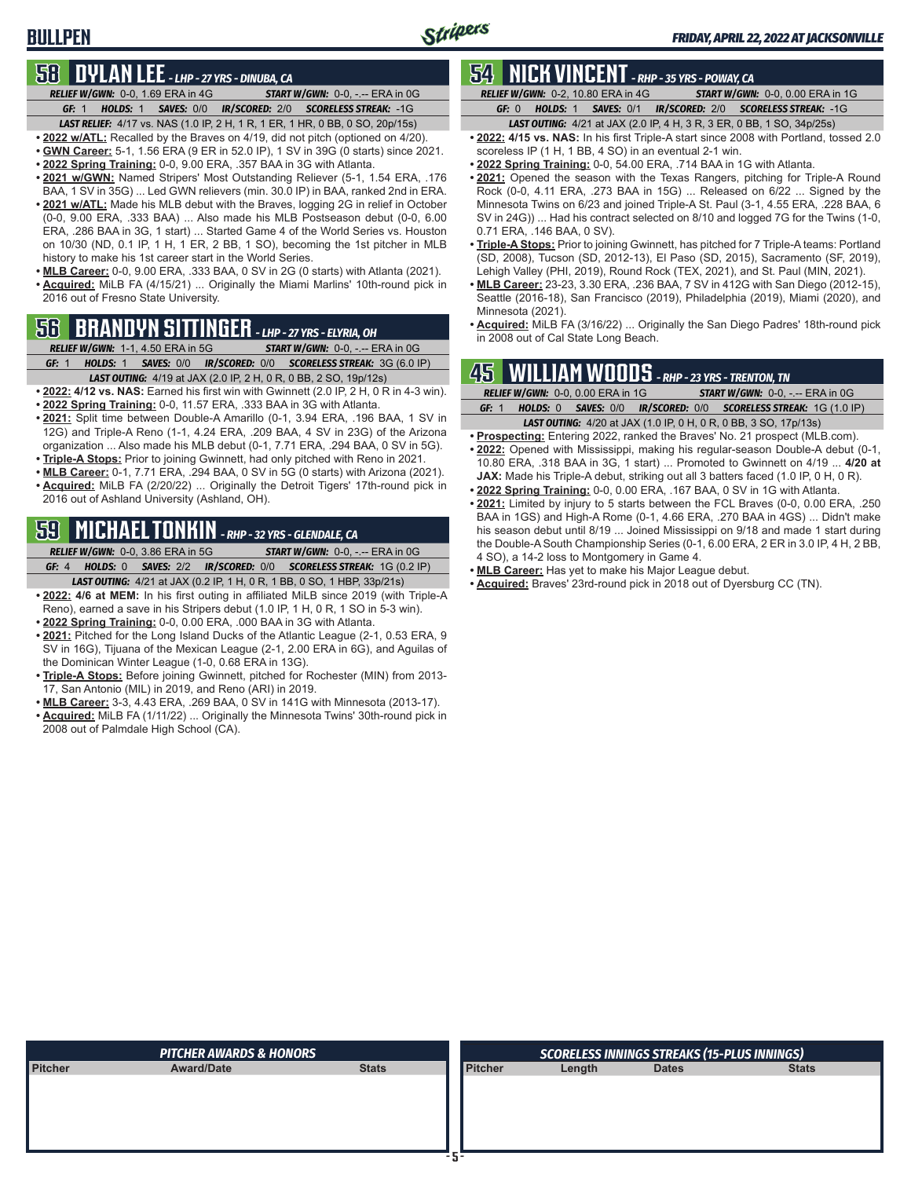# BULLPEN

## 58 DYLAN LEE - LHP - 27 YRS - DINUBA, CA

*RELIEF W/GWN:* 0-0, 1.69 ERA in 4G *START W/GWN:* 0-0, -.-- ERA in 0G
*GF:* 1 *HOLDS:* 1 *SAVES:* 0/0 *IR/SCORED:* 2/0 *SCORELESS STREAK:* -1G
*LAST RELIEF:* 4/17 vs. NAS (1.0 IP, 2 H, 1 R, 1 ER, 1 HR, 0 BB, 0 SO, 20p/15s)

- **2022 w/ATL:** Recalled by the Braves on 4/19, did not pitch (optioned on 4/20).
- **GWN Career:** 5-1, 1.56 ERA (9 ER in 52.0 IP), 1 SV in 39G (0 starts) since 2021.
- **2022 Spring Training:** 0-0, 9.00 ERA, .357 BAA in 3G with Atlanta.
- **2021 w/GWN:** Named Stripers' Most Outstanding Reliever (5-1, 1.54 ERA, .176 BAA, 1 SV in 35G) ... Led GWN relievers (min. 30.0 IP) in BAA, ranked 2nd in ERA.
- **2021 w/ATL:** Made his MLB debut with the Braves, logging 2G in relief in October (0-0, 9.00 ERA, .333 BAA) ... Also made his MLB Postseason debut (0-0, 6.00 ERA, .286 BAA in 3G, 1 start) ... Started Game 4 of the World Series vs. Houston on 10/30 (ND, 0.1 IP, 1 H, 1 ER, 2 BB, 1 SO), becoming the 1st pitcher in MLB history to make his 1st career start in the World Series.
- **MLB Career:** 0-0, 9.00 ERA, .333 BAA, 0 SV in 2G (0 starts) with Atlanta (2021).
- **Acquired:** MiLB FA (4/15/21) ... Originally the Miami Marlins' 10th-round pick in 2016 out of Fresno State University.

## 56 BRANDYN SITTINGER - LHP - 27 YRS - ELYRIA, OH

*RELIEF W/GWN:* 1-1, 4.50 ERA in 5G *START W/GWN:* 0-0, -.-- ERA in 0G
*GF:* 1 *HOLDS:* 1 *SAVES:* 0/0 *IR/SCORED:* 0/0 *SCORELESS STREAK:* 3G (6.0 IP)
*LAST OUTING:* 4/19 at JAX (2.0 IP, 2 H, 0 R, 0 BB, 2 SO, 19p/12s)

- **2022: 4/12 vs. NAS:** Earned his first win with Gwinnett (2.0 IP, 2 H, 0 R in 4-3 win).
- **2022 Spring Training:** 0-0, 11.57 ERA, .333 BAA in 3G with Atlanta.
- **2021:** Split time between Double-A Amarillo (0-1, 3.94 ERA, .196 BAA, 1 SV in 12G) and Triple-A Reno (1-1, 4.24 ERA, .209 BAA, 4 SV in 23G) of the Arizona organization ... Also made his MLB debut (0-1, 7.71 ERA, .294 BAA, 0 SV in 5G).
- **Triple-A Stops:** Prior to joining Gwinnett, had only pitched with Reno in 2021.
- **MLB Career:** 0-1, 7.71 ERA, .294 BAA, 0 SV in 5G (0 starts) with Arizona (2021).
- **Acquired:** MiLB FA (2/20/22) ... Originally the Detroit Tigers' 17th-round pick in 2016 out of Ashland University (Ashland, OH).

## 59 MICHAEL TONKIN - RHP - 32 YRS - GLENDALE, CA

*RELIEF W/GWN:* 0-0, 3.86 ERA in 5G *START W/GWN:* 0-0, -.-- ERA in 0G
*GF:* 4 *HOLDS:* 0 *SAVES:* 2/2 *IR/SCORED:* 0/0 *SCORELESS STREAK:* 1G (0.2 IP)
*LAST OUTING:* 4/21 at JAX (0.2 IP, 1 H, 0 R, 1 BB, 0 SO, 1 HBP, 33p/21s)

- **2022: 4/6 at MEM:** In his first outing in affiliated MiLB since 2019 (with Triple-A Reno), earned a save in his Stripers debut (1.0 IP, 1 H, 0 R, 1 SO in 5-3 win).
- **2022 Spring Training:** 0-0, 0.00 ERA, .000 BAA in 3G with Atlanta.
- **2021:** Pitched for the Long Island Ducks of the Atlantic League (2-1, 0.53 ERA, 9 SV in 16G), Tijuana of the Mexican League (2-1, 2.00 ERA in 6G), and Aguilas of the Dominican Winter League (1-0, 0.68 ERA in 13G).
- **Triple-A Stops:** Before joining Gwinnett, pitched for Rochester (MIN) from 2013-17, San Antonio (MIL) in 2019, and Reno (ARI) in 2019.
- **MLB Career:** 3-3, 4.43 ERA, .269 BAA, 0 SV in 141G with Minnesota (2013-17).
- **Acquired:** MiLB FA (1/11/22) ... Originally the Minnesota Twins' 30th-round pick in 2008 out of Palmdale High School (CA).

## 54 NICK VINCENT - RHP - 35 YRS - POWAY, CA

*RELIEF W/GWN:* 0-2, 10.80 ERA in 4G *START W/GWN:* 0-0, 0.00 ERA in 1G
*GF:* 0 *HOLDS:* 1 *SAVES:* 0/1 *IR/SCORED:* 2/0 *SCORELESS STREAK:* -1G
*LAST OUTING:* 4/21 at JAX (2.0 IP, 4 H, 3 R, 3 ER, 0 BB, 1 SO, 34p/25s)

- **2022: 4/15 vs. NAS:** In his first Triple-A start since 2008 with Portland, tossed 2.0 scoreless IP (1 H, 1 BB, 4 SO) in an eventual 2-1 win.
- **2022 Spring Training:** 0-0, 54.00 ERA, .714 BAA in 1G with Atlanta.
- **2021:** Opened the season with the Texas Rangers, pitching for Triple-A Round Rock (0-0, 4.11 ERA, .273 BAA in 15G) ... Released on 6/22 ... Signed by the Minnesota Twins on 6/23 and joined Triple-A St. Paul (3-1, 4.55 ERA, .228 BAA, 6 SV in 24G)) ... Had his contract selected on 8/10 and logged 7G for the Twins (1-0, 0.71 ERA, .146 BAA, 0 SV).
- **Triple-A Stops:** Prior to joining Gwinnett, has pitched for 7 Triple-A teams: Portland (SD, 2008), Tucson (SD, 2012-13), El Paso (SD, 2015), Sacramento (SF, 2019), Lehigh Valley (PHI, 2019), Round Rock (TEX, 2021), and St. Paul (MIN, 2021).
- **MLB Career:** 23-23, 3.30 ERA, .236 BAA, 7 SV in 412G with San Diego (2012-15), Seattle (2016-18), San Francisco (2019), Philadelphia (2019), Miami (2020), and Minnesota (2021).
- **Acquired:** MiLB FA (3/16/22) ... Originally the San Diego Padres' 18th-round pick in 2008 out of Cal State Long Beach.

## 45 WILLIAM WOODS - RHP - 23 YRS - TRENTON, TN

*RELIEF W/GWN:* 0-0, 0.00 ERA in 1G *START W/GWN:* 0-0, -.-- ERA in 0G
*GF:* 1 *HOLDS:* 0 *SAVES:* 0/0 *IR/SCORED:* 0/0 *SCORELESS STREAK:* 1G (1.0 IP)
*LAST OUTING:* 4/20 at JAX (1.0 IP, 0 H, 0 R, 0 BB, 3 SO, 17p/13s)

- **Prospecting:** Entering 2022, ranked the Braves' No. 21 prospect (MLB.com).
- **2022:** Opened with Mississippi, making his regular-season Double-A debut (0-1, 10.80 ERA, .318 BAA in 3G, 1 start) ... Promoted to Gwinnett on 4/19 ... **4/20 at JAX:** Made his Triple-A debut, striking out all 3 batters faced (1.0 IP, 0 H, 0 R).
- **2022 Spring Training:** 0-0, 0.00 ERA, .167 BAA, 0 SV in 1G with Atlanta.
- **2021:** Limited by injury to 5 starts between the FCL Braves (0-0, 0.00 ERA, .250 BAA in 1GS) and High-A Rome (0-1, 4.66 ERA, .270 BAA in 4GS) ... Didn't make his season debut until 8/19 ... Joined Mississippi on 9/18 and made 1 start during the Double-A South Championship Series (0-1, 6.00 ERA, 2 ER in 3.0 IP, 4 H, 2 BB, 4 SO), a 14-2 loss to Montgomery in Game 4.
- **MLB Career:** Has yet to make his Major League debut.
- **Acquired:** Braves' 23rd-round pick in 2018 out of Dyersburg CC (TN).

### PITCHER AWARDS & HONORS

| Pitcher | Award/Date | Stats |
|---|---|---|

### SCORELESS INNINGS STREAKS (15-PLUS INNINGS)

| Pitcher | Length | Dates | Stats |
|---|---|---|---|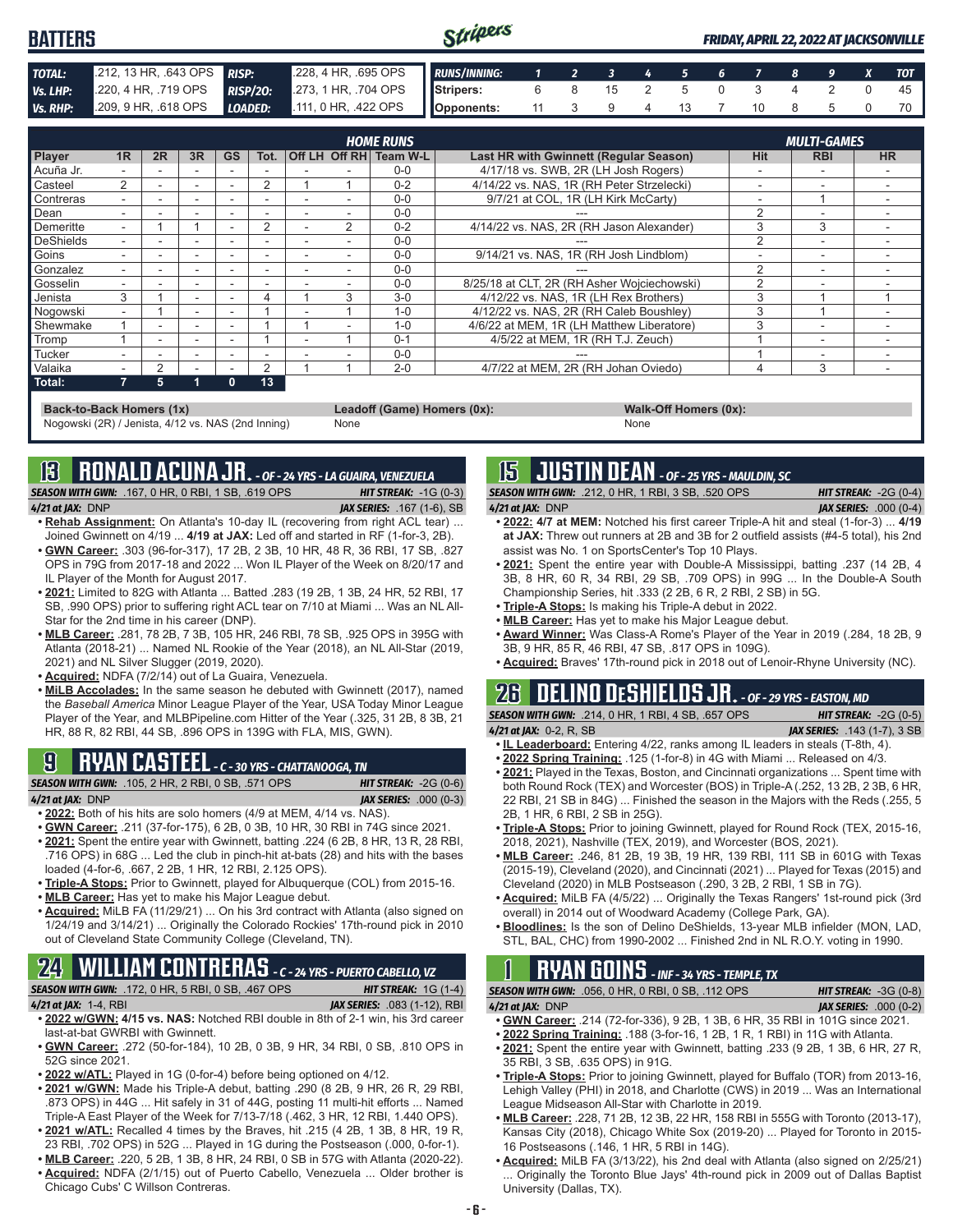# BATTERS

*FRIDAY, APRIL 22, 2022 AT JACKSONVILLE*

| | | | |
|---|---|---|---|
| **TOTAL:** | .212, 13 HR, .643 OPS | **RISP:** | .228, 4 HR, .695 OPS |
| **Vs. LHP:** | .220, 4 HR, .719 OPS | **RISP/2O:** | .273, 1 HR, .704 OPS |
| **Vs. RHP:** | .209, 9 HR, .618 OPS | **LOADED:** | .111, 0 HR, .422 OPS |

| RUNS/INNING: | 1 | 2 | 3 | 4 | 5 | 6 | 7 | 8 | 9 | X | TOT |
|---|---|---|---|---|---|---|---|---|---|---|---|
| Stripers: | 6 | 8 | 15 | 2 | 5 | 0 | 3 | 4 | 2 | 0 | 45 |
| Opponents: | 11 | 3 | 9 | 4 | 13 | 7 | 10 | 8 | 5 | 0 | 70 |

| Player | 1R | 2R | 3R | GS | Tot. | Off LH | Off RH | Team W-L | Last HR with Gwinnett (Regular Season) | Hit | RBI | HR |
|---|---|---|---|---|---|---|---|---|---|---|---|---|
| | HOME RUNS | | | | | | | | | MULTI-GAMES | | |
| Acuña Jr. | - | - | - | - | - | - | - | 0-0 | 4/17/18 vs. SWB, 2R (LH Josh Rogers) | - | - | - |
| Casteel | 2 | - | - | - | 2 | 1 | 1 | 0-2 | 4/14/22 vs. NAS, 1R (RH Peter Strzelecki) | - | - | - |
| Contreras | - | - | - | - | - | - | - | 0-0 | 9/7/21 at COL, 1R (LH Kirk McCarty) | - | 1 | - |
| Dean | - | - | - | - | - | - | - | 0-0 | --- | 2 | - | - |
| Demeritte | - | 1 | 1 | - | 2 | - | 2 | 0-2 | 4/14/22 vs. NAS, 2R (RH Jason Alexander) | 3 | 3 | - |
| DeShields | - | - | - | - | - | - | - | 0-0 | --- | 2 | - | - |
| Goins | - | - | - | - | - | - | - | 0-0 | 9/14/21 vs. NAS, 1R (RH Josh Lindblom) | - | - | - |
| Gonzalez | - | - | - | - | - | - | - | 0-0 | --- | 2 | - | - |
| Gosselin | - | - | - | - | - | - | - | 0-0 | 8/25/18 at CLT, 2R (RH Asher Wojciechowski) | 2 | - | - |
| Jenista | 3 | 1 | - | - | 4 | 1 | 3 | 3-0 | 4/12/22 vs. NAS, 1R (LH Rex Brothers) | 3 | 1 | 1 |
| Nogowski | - | 1 | - | - | 1 | - | 1 | 1-0 | 4/12/22 vs. NAS, 2R (RH Caleb Boushley) | 3 | 1 | - |
| Shewmake | 1 | - | - | - | 1 | 1 | - | 1-0 | 4/6/22 at MEM, 1R (LH Matthew Liberatore) | 3 | - | - |
| Tromp | 1 | - | - | - | 1 | - | 1 | 0-1 | 4/5/22 at MEM, 1R (RH T.J. Zeuch) | 1 | - | - |
| Tucker | - | - | - | - | - | - | - | 0-0 | --- | 1 | - | - |
| Valaika | - | 2 | - | - | 2 | 1 | 1 | 2-0 | 4/7/22 at MEM, 2R (RH Johan Oviedo) | 4 | 3 | - |
| **Total:** | 7 | 5 | 1 | 0 | 13 | | | | | | | |

**Back-to-Back Homers (1x)**
Nogowski (2R) / Jenista, 4/12 vs. NAS (2nd Inning)

**Leadoff (Game) Homers (0x):**
None

**Walk-Off Homers (0x):**
None

## 13 RONALD ACUNA JR. - OF - 24 YRS - LA GUAIRA, VENEZUELA

**SEASON WITH GWN:** .167, 0 HR, 0 RBI, 1 SB, .619 OPS — **HIT STREAK:** -1G (0-3)
**4/21 at JAX:** DNP — **JAX SERIES:** .167 (1-6), SB

- **Rehab Assignment:** On Atlanta's 10-day IL (recovering from right ACL tear) ... Joined Gwinnett on 4/19 ... **4/19 at JAX:** Led off and started in RF (1-for-3, 2B).
- **GWN Career:** .303 (96-for-317), 17 2B, 2 3B, 10 HR, 48 R, 36 RBI, 17 SB, .827 OPS in 79G from 2017-18 and 2022 ... Won IL Player of the Week on 8/20/17 and IL Player of the Month for August 2017.
- **2021:** Limited to 82G with Atlanta ... Batted .283 (19 2B, 1 3B, 24 HR, 52 RBI, 17 SB, .990 OPS) prior to suffering right ACL tear on 7/10 at Miami ... Was an NL All-Star for the 2nd time in his career (DNP).
- **MLB Career:** .281, 78 2B, 7 3B, 105 HR, 246 RBI, 78 SB, .925 OPS in 395G with Atlanta (2018-21) ... Named NL Rookie of the Year (2018), an NL All-Star (2019, 2021) and NL Silver Slugger (2019, 2020).
- **Acquired:** NDFA (7/2/14) out of La Guaira, Venezuela.
- **MiLB Accolades:** In the same season he debuted with Gwinnett (2017), named the *Baseball America* Minor League Player of the Year, USA Today Minor League Player of the Year, and MLBPipeline.com Hitter of the Year (.325, 31 2B, 8 3B, 21 HR, 88 R, 82 RBI, 44 SB, .896 OPS in 139G with FLA, MIS, GWN).

## 9 RYAN CASTEEL - C - 30 YRS - CHATTANOOGA, TN

**SEASON WITH GWN:** .105, 2 HR, 2 RBI, 0 SB, .571 OPS — **HIT STREAK:** -2G (0-6)
**4/21 at JAX:** DNP — **JAX SERIES:** .000 (0-3)

- **2022:** Both of his hits are solo homers (4/9 at MEM, 4/14 vs. NAS).
- **GWN Career:** .211 (37-for-175), 6 2B, 0 3B, 10 HR, 30 RBI in 74G since 2021.
- **2021:** Spent the entire year with Gwinnett, batting .224 (6 2B, 8 HR, 13 R, 28 RBI, .716 OPS) in 68G ... Led the club in pinch-hit at-bats (28) and hits with the bases loaded (4-for-6, .667, 2 2B, 1 HR, 12 RBI, 2.125 OPS).
- **Triple-A Stops:** Prior to Gwinnett, played for Albuquerque (COL) from 2015-16.
- **MLB Career:** Has yet to make his Major League debut.
- **Acquired:** MiLB FA (11/29/21) ... On his 3rd contract with Atlanta (also signed on 1/24/19 and 3/14/21) ... Originally the Colorado Rockies' 17th-round pick in 2010 out of Cleveland State Community College (Cleveland, TN).

## 24 WILLIAM CONTRERAS - C - 24 YRS - PUERTO CABELLO, VZ

**SEASON WITH GWN:** .172, 0 HR, 5 RBI, 0 SB, .467 OPS — **HIT STREAK:** 1G (1-4)
**4/21 at JAX:** 1-4, RBI — **JAX SERIES:** .083 (1-12), RBI

- **2022 w/GWN: 4/15 vs. NAS:** Notched RBI double in 8th of 2-1 win, his 3rd career last-at-bat GWRBI with Gwinnett.
- **GWN Career:** .272 (50-for-184), 10 2B, 0 3B, 9 HR, 34 RBI, 0 SB, .810 OPS in 52G since 2021.
- **2022 w/ATL:** Played in 1G (0-for-4) before being optioned on 4/12.
- **2021 w/GWN:** Made his Triple-A debut, batting .290 (8 2B, 9 HR, 26 R, 29 RBI, .873 OPS) in 44G ... Hit safely in 31 of 44G, posting 11 multi-hit efforts ... Named Triple-A East Player of the Week for 7/13-7/18 (.462, 3 HR, 12 RBI, 1.440 OPS).
- **2021 w/ATL:** Recalled 4 times by the Braves, hit .215 (4 2B, 1 3B, 8 HR, 19 R, 23 RBI, .702 OPS) in 52G ... Played in 1G during the Postseason (.000, 0-for-1).
- **MLB Career:** .220, 5 2B, 1 3B, 8 HR, 24 RBI, 0 SB in 57G with Atlanta (2020-22).
- **Acquired:** NDFA (2/1/15) out of Puerto Cabello, Venezuela ... Older brother is Chicago Cubs' C Willson Contreras.

## 15 JUSTIN DEAN - OF - 25 YRS - MAULDIN, SC

**SEASON WITH GWN:** .212, 0 HR, 1 RBI, 3 SB, .520 OPS — **HIT STREAK:** -2G (0-4)
**4/21 at JAX:** DNP — **JAX SERIES:** .000 (0-4)

- **2022: 4/7 at MEM:** Notched his first career Triple-A hit and steal (1-for-3) ... **4/19 at JAX:** Threw out runners at 2B and 3B for 2 outfield assists (#4-5 total), his 2nd assist was No. 1 on SportsCenter's Top 10 Plays.
- **2021:** Spent the entire year with Double-A Mississippi, batting .237 (14 2B, 4 3B, 8 HR, 60 R, 34 RBI, 29 SB, .709 OPS) in 99G ... In the Double-A South Championship Series, hit .333 (2 2B, 6 R, 2 RBI, 2 SB) in 5G.
- **Triple-A Stops:** Is making his Triple-A debut in 2022.
- **MLB Career:** Has yet to make his Major League debut.
- **Award Winner:** Was Class-A Rome's Player of the Year in 2019 (.284, 18 2B, 9 3B, 9 HR, 85 R, 46 RBI, 47 SB, .817 OPS in 109G).
- **Acquired:** Braves' 17th-round pick in 2018 out of Lenoir-Rhyne University (NC).

## 26 DELINO DeSHIELDS JR. - OF - 29 YRS - EASTON, MD

**SEASON WITH GWN:** .214, 0 HR, 1 RBI, 4 SB, .657 OPS — **HIT STREAK:** -2G (0-5)
**4/21 at JAX:** 0-2, R, SB — **JAX SERIES:** .143 (1-7), 3 SB

- **IL Leaderboard:** Entering 4/22, ranks among IL leaders in steals (T-8th, 4).
- **2022 Spring Training:** .125 (1-for-8) in 4G with Miami ... Released on 4/3.
- **2021:** Played in the Texas, Boston, and Cincinnati organizations ... Spent time with both Round Rock (TEX) and Worcester (BOS) in Triple-A (.252, 13 2B, 2 3B, 6 HR, 22 RBI, 21 SB in 84G) ... Finished the season in the Majors with the Reds (.255, 5 2B, 1 HR, 6 RBI, 2 SB in 25G).
- **Triple-A Stops:** Prior to joining Gwinnett, played for Round Rock (TEX, 2015-16, 2018, 2021), Nashville (TEX, 2019), and Worcester (BOS, 2021).
- **MLB Career:** .246, 81 2B, 19 3B, 19 HR, 139 RBI, 111 SB in 601G with Texas (2015-19), Cleveland (2020), and Cincinnati (2021) ... Played for Texas (2015) and Cleveland (2020) in MLB Postseason (.290, 3 2B, 2 RBI, 1 SB in 7G).
- **Acquired:** MiLB FA (4/5/22) ... Originally the Texas Rangers' 1st-round pick (3rd overall) in 2014 out of Woodward Academy (College Park, GA).
- **Bloodlines:** Is the son of Delino DeShields, 13-year MLB infielder (MON, LAD, STL, BAL, CHC) from 1990-2002 ... Finished 2nd in NL R.O.Y. voting in 1990.

## 1 RYAN GOINS - INF - 34 YRS - TEMPLE, TX

**SEASON WITH GWN:** .056, 0 HR, 0 RBI, 0 SB, .112 OPS — **HIT STREAK:** -3G (0-8)
**4/21 at JAX:** DNP — **JAX SERIES:** .000 (0-2)

- **GWN Career:** .214 (72-for-336), 9 2B, 1 3B, 6 HR, 35 RBI in 101G since 2021.
- **2022 Spring Training:** .188 (3-for-16, 1 2B, 1 R, 1 RBI) in 11G with Atlanta.
- **2021:** Spent the entire year with Gwinnett, batting .233 (9 2B, 1 3B, 6 HR, 27 R, 35 RBI, 3 SB, .635 OPS) in 91G.
- **Triple-A Stops:** Prior to joining Gwinnett, played for Buffalo (TOR) from 2013-16, Lehigh Valley (PHI) in 2018, and Charlotte (CWS) in 2019 ... Was an International League Midseason All-Star with Charlotte in 2019.
- **MLB Career:** .228, 71 2B, 12 3B, 22 HR, 158 RBI in 555G with Toronto (2013-17), Kansas City (2018), Chicago White Sox (2019-20) ... Played for Toronto in 2015-16 Postseasons (.146, 1 HR, 5 RBI in 14G).
- **Acquired:** MiLB FA (3/13/22), his 2nd deal with Atlanta (also signed on 2/25/21) ... Originally the Toronto Blue Jays' 4th-round pick in 2009 out of Dallas Baptist University (Dallas, TX).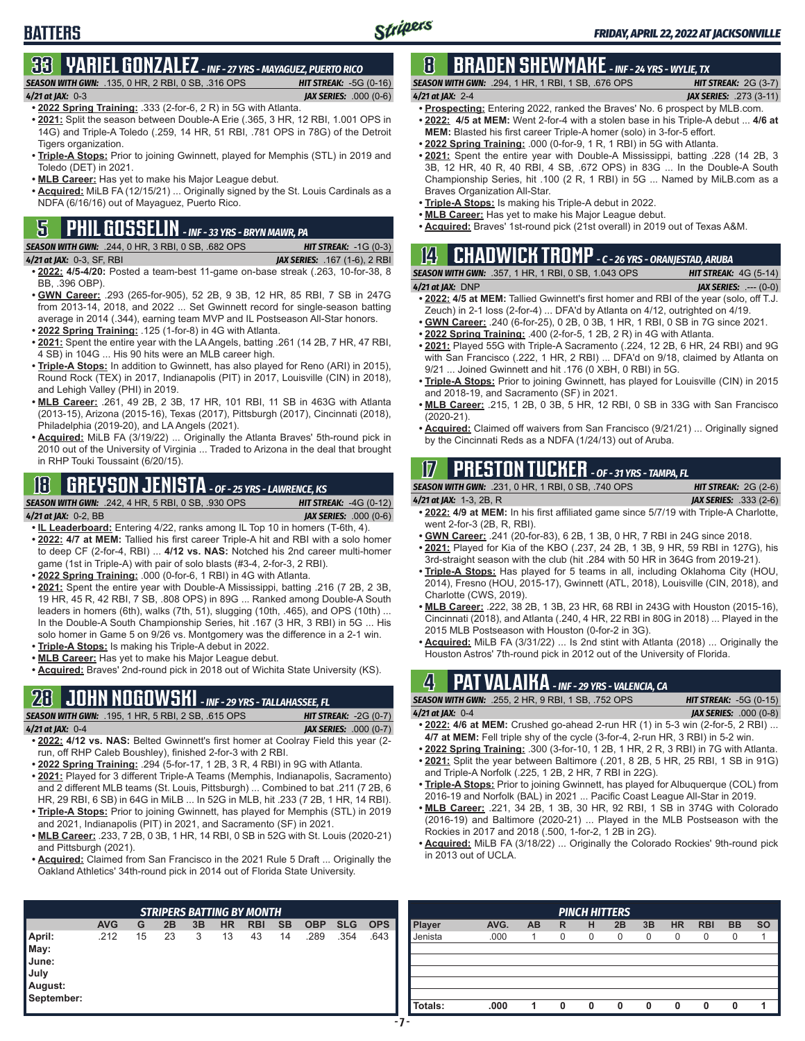## BATTERS

*FRIDAY, APRIL 22, 2022 AT JACKSONVILLE*

### 33 YARIEL GONZALEZ - INF - 27 YRS - MAYAGUEZ, PUERTO RICO

**SEASON WITH GWN:** .135, 0 HR, 2 RBI, 0 SB, .316 OPS — **HIT STREAK:** -5G (0-16)
**4/21 at JAX:** 0-3 — **JAX SERIES:** .000 (0-6)

- **2022 Spring Training:** .333 (2-for-6, 2 R) in 5G with Atlanta.
- **2021:** Split the season between Double-A Erie (.365, 3 HR, 12 RBI, 1.001 OPS in 14G) and Triple-A Toledo (.259, 14 HR, 51 RBI, .781 OPS in 78G) of the Detroit Tigers organization.
- **Triple-A Stops:** Prior to joining Gwinnett, played for Memphis (STL) in 2019 and Toledo (DET) in 2021.
- **MLB Career:** Has yet to make his Major League debut.
- **Acquired:** MiLB FA (12/15/21) ... Originally signed by the St. Louis Cardinals as a NDFA (6/16/16) out of Mayaguez, Puerto Rico.

### 5 PHIL GOSSELIN - INF - 33 YRS - BRYN MAWR, PA

**SEASON WITH GWN:** .244, 0 HR, 3 RBI, 0 SB, .682 OPS — **HIT STREAK:** -1G (0-3)
**4/21 at JAX:** 0-3, SF, RBI — **JAX SERIES:** .167 (1-6), 2 RBI

- **2022: 4/5-4/20:** Posted a team-best 11-game on-base streak (.263, 10-for-38, 8 BB, .396 OBP).
- **GWN Career:** .293 (265-for-905), 52 2B, 9 3B, 12 HR, 85 RBI, 7 SB in 247G from 2013-14, 2018, and 2022 ... Set Gwinnett record for single-season batting average in 2014 (.344), earning team MVP and IL Postseason All-Star honors.
- **2022 Spring Training:** .125 (1-for-8) in 4G with Atlanta.
- **2021:** Spent the entire year with the LA Angels, batting .261 (14 2B, 7 HR, 47 RBI, 4 SB) in 104G ... His 90 hits were an MLB career high.
- **Triple-A Stops:** In addition to Gwinnett, has also played for Reno (ARI) in 2015), Round Rock (TEX) in 2017, Indianapolis (PIT) in 2017, Louisville (CIN) in 2018), and Lehigh Valley (PHI) in 2019.
- **MLB Career:** .261, 49 2B, 2 3B, 17 HR, 101 RBI, 11 SB in 463G with Atlanta (2013-15), Arizona (2015-16), Texas (2017), Pittsburgh (2017), Cincinnati (2018), Philadelphia (2019-20), and LA Angels (2021).
- **Acquired:** MiLB FA (3/19/22) ... Originally the Atlanta Braves' 5th-round pick in 2010 out of the University of Virginia ... Traded to Arizona in the deal that brought in RHP Touki Toussaint (6/20/15).

### 18 GREYSON JENISTA - OF - 25 YRS - LAWRENCE, KS

**SEASON WITH GWN:** .242, 4 HR, 5 RBI, 0 SB, .930 OPS — **HIT STREAK:** -4G (0-12)
**4/21 at JAX:** 0-2, BB — **JAX SERIES:** .000 (0-6)

- **IL Leaderboard:** Entering 4/22, ranks among IL Top 10 in homers (T-6th, 4).
- **2022: 4/7 at MEM:** Tallied his first career Triple-A hit and RBI with a solo homer to deep CF (2-for-4, RBI) ... **4/12 vs. NAS:** Notched his 2nd career multi-homer game (1st in Triple-A) with pair of solo blasts (#3-4, 2-for-3, 2 RBI).
- **2022 Spring Training:** .000 (0-for-6, 1 RBI) in 4G with Atlanta.
- **2021:** Spent the entire year with Double-A Mississippi, batting .216 (7 2B, 2 3B, 19 HR, 45 R, 42 RBI, 7 SB, .808 OPS) in 89G ... Ranked among Double-A South leaders in homers (6th), walks (7th, 51), slugging (10th, .465), and OPS (10th) ... In the Double-A South Championship Series, hit .167 (3 HR, 3 RBI) in 5G ... His solo homer in Game 5 on 9/26 vs. Montgomery was the difference in a 2-1 win.
- **Triple-A Stops:** Is making his Triple-A debut in 2022.
- **MLB Career:** Has yet to make his Major League debut.
- **Acquired:** Braves' 2nd-round pick in 2018 out of Wichita State University (KS).

### 28 JOHN NOGOWSKI - INF - 29 YRS - TALLAHASSEE, FL

**SEASON WITH GWN:** .195, 1 HR, 5 RBI, 2 SB, .615 OPS — **HIT STREAK:** -2G (0-7)
**4/21 at JAX:** 0-4 — **JAX SERIES:** .000 (0-7)

- **2022: 4/12 vs. NAS:** Belted Gwinnett's first homer at Coolray Field this year (2-run, off RHP Caleb Boushley), finished 2-for-3 with 2 RBI.
- **2022 Spring Training:** .294 (5-for-17, 1 2B, 3 R, 4 RBI) in 9G with Atlanta.
- **2021:** Played for 3 different Triple-A Teams (Memphis, Indianapolis, Sacramento) and 2 different MLB teams (St. Louis, Pittsburgh) ... Combined to bat .211 (7 2B, 6 HR, 29 RBI, 6 SB) in 64G in MiLB ... In 52G in MLB, hit .233 (7 2B, 1 HR, 14 RBI).
- **Triple-A Stops:** Prior to joining Gwinnett, has played for Memphis (STL) in 2019 and 2021, Indianapolis (PIT) in 2021, and Sacramento (SF) in 2021.
- **MLB Career:** .233, 7 2B, 0 3B, 1 HR, 14 RBI, 0 SB in 52G with St. Louis (2020-21) and Pittsburgh (2021).
- **Acquired:** Claimed from San Francisco in the 2021 Rule 5 Draft ... Originally the Oakland Athletics' 34th-round pick in 2014 out of Florida State University.

### 8 BRADEN SHEWMAKE - INF - 24 YRS - WYLIE, TX

**SEASON WITH GWN:** .294, 1 HR, 1 RBI, 1 SB, .676 OPS — **HIT STREAK:** 2G (3-7)
**4/21 at JAX:** 2-4 — **JAX SERIES:** .273 (3-11)

- **Prospecting:** Entering 2022, ranked the Braves' No. 6 prospect by MLB.com.
- **2022: 4/5 at MEM:** Went 2-for-4 with a stolen base in his Triple-A debut ... **4/6 at MEM:** Blasted his first career Triple-A homer (solo) in 3-for-5 effort.
- **2022 Spring Training:** .000 (0-for-9, 1 R, 1 RBI) in 5G with Atlanta.
- **2021:** Spent the entire year with Double-A Mississippi, batting .228 (14 2B, 3 3B, 12 HR, 40 R, 40 RBI, 4 SB, .672 OPS) in 83G ... In the Double-A South Championship Series, hit .100 (2 R, 1 RBI) in 5G ... Named by MiLB.com as a Braves Organization All-Star.
- **Triple-A Stops:** Is making his Triple-A debut in 2022.
- **MLB Career:** Has yet to make his Major League debut.
- **Acquired:** Braves' 1st-round pick (21st overall) in 2019 out of Texas A&M.

### 14 CHADWICK TROMP - C - 26 YRS - ORANJESTAD, ARUBA

**SEASON WITH GWN:** .357, 1 HR, 1 RBI, 0 SB, 1.043 OPS — **HIT STREAK:** 4G (5-14)
**4/21 at JAX:** DNP — **JAX SERIES:** .--- (0-0)

- **2022: 4/5 at MEM:** Tallied Gwinnett's first homer and RBI of the year (solo, off T.J. Zeuch) in 2-1 loss (2-for-4) ... DFA'd by Atlanta on 4/12, outrighted on 4/19.
- **GWN Career:** .240 (6-for-25), 0 2B, 0 3B, 1 HR, 1 RBI, 0 SB in 7G since 2021.
- **2022 Spring Training:** .400 (2-for-5, 1 2B, 2 R) in 4G with Atlanta.
- **2021:** Played 55G with Triple-A Sacramento (.224, 12 2B, 6 HR, 24 RBI) and 9G with San Francisco (.222, 1 HR, 2 RBI) ... DFA'd on 9/18, claimed by Atlanta on 9/21 ... Joined Gwinnett and hit .176 (0 XBH, 0 RBI) in 5G.
- **Triple-A Stops:** Prior to joining Gwinnett, has played for Louisville (CIN) in 2015 and 2018-19, and Sacramento (SF) in 2021.
- **MLB Career:** .215, 1 2B, 0 3B, 5 HR, 12 RBI, 0 SB in 33G with San Francisco (2020-21).
- **Acquired:** Claimed off waivers from San Francisco (9/21/21) ... Originally signed by the Cincinnati Reds as a NDFA (1/24/13) out of Aruba.

### 17 PRESTON TUCKER - OF - 31 YRS - TAMPA, FL

**SEASON WITH GWN:** .231, 0 HR, 1 RBI, 0 SB, .740 OPS — **HIT STREAK:** 2G (2-6)
**4/21 at JAX:** 1-3, 2B, R — **JAX SERIES:** .333 (2-6)

- **2022:** In his first affiliated game since 5/7/19 with Triple-A Charlotte, went 2-for-3 (2B, R, RBI).
- **GWN Career:** .241 (20-for-83), 6 2B, 1 3B, 0 HR, 7 RBI in 24G since 2018.
- **2021:** Played for Kia of the KBO (.237, 24 2B, 1 3B, 9 HR, 59 RBI in 127G), his 3rd-straight season with the club (hit .284 with 50 HR in 364G from 2019-21).
- **Triple-A Stops:** Has played for 5 teams in all, including Oklahoma City (HOU, 2014), Fresno (HOU, 2015-17), Gwinnett (ATL, 2018), Louisville (CIN, 2018), and Charlotte (CWS, 2019).
- **MLB Career:** .222, 38 2B, 1 3B, 23 HR, 68 RBI in 243G with Houston (2015-16), Cincinnati (2018), and Atlanta (.240, 4 HR, 22 RBI in 80G in 2018) ... Played in the 2015 MLB Postseason with Houston (0-for-2 in 3G).
- **Acquired:** MiLB FA (3/31/22) ... Is 2nd stint with Atlanta (2018) ... Originally the Houston Astros' 7th-round pick in 2012 out of the University of Florida.

### 4 PAT VALAIKA - INF - 29 YRS - VALENCIA, CA

**SEASON WITH GWN:** .255, 2 HR, 9 RBI, 1 SB, .752 OPS — **HIT STREAK:** -5G (0-15)
**4/21 at JAX:** 0-4 — **JAX SERIES:** .000 (0-8)

- **2022: 4/6 at MEM:** Crushed go-ahead 2-run HR (1) in 5-3 win (2-for-5, 2 RBI) ... **4/7 at MEM:** Fell triple shy of the cycle (3-for-4, 2-run HR, 3 RBI) in 5-2 win.
- **2022 Spring Training:** .300 (3-for-10, 1 2B, 1 HR, 2 R, 3 RBI) in 7G with Atlanta.
- **2021:** Split the year between Baltimore (.201, 8 2B, 5 HR, 25 RBI, 1 SB in 91G) and Triple-A Norfolk (.225, 1 2B, 2 HR, 7 RBI in 22G).
- **Triple-A Stops:** Prior to joining Gwinnett, has played for Albuquerque (COL) from 2016-19 and Norfolk (BAL) in 2021 ... Pacific Coast League All-Star in 2019.
- **MLB Career:** .221, 34 2B, 1 3B, 30 HR, 92 RBI, 1 SB in 374G with Colorado (2016-19) and Baltimore (2020-21) ... Played in the MLB Postseason with the Rockies in 2017 and 2018 (.500, 1-for-2, 1 2B in 2G).
- **Acquired:** MiLB FA (3/18/22) ... Originally the Colorado Rockies' 9th-round pick in 2013 out of UCLA.

### STRIPERS BATTING BY MONTH

| | AVG | G | 2B | 3B | HR | RBI | SB | OBP | SLG | OPS |
|---|---|---|---|---|---|---|---|---|---|---|
| April: | .212 | 15 | 23 | 3 | 13 | 43 | 14 | .289 | .354 | .643 |
| May: | | | | | | | | | | |
| June: | | | | | | | | | | |
| July | | | | | | | | | | |
| August: | | | | | | | | | | |
| September: | | | | | | | | | | |

### PINCH HITTERS

| Player | AVG. | AB | R | H | 2B | 3B | HR | RBI | BB | SO |
|---|---|---|---|---|---|---|---|---|---|---|
| Jenista | .000 | 1 | 0 | 0 | 0 | 0 | 0 | 0 | 0 | 1 |
| **Totals:** | **.000** | **1** | **0** | **0** | **0** | **0** | **0** | **0** | **0** | **1** |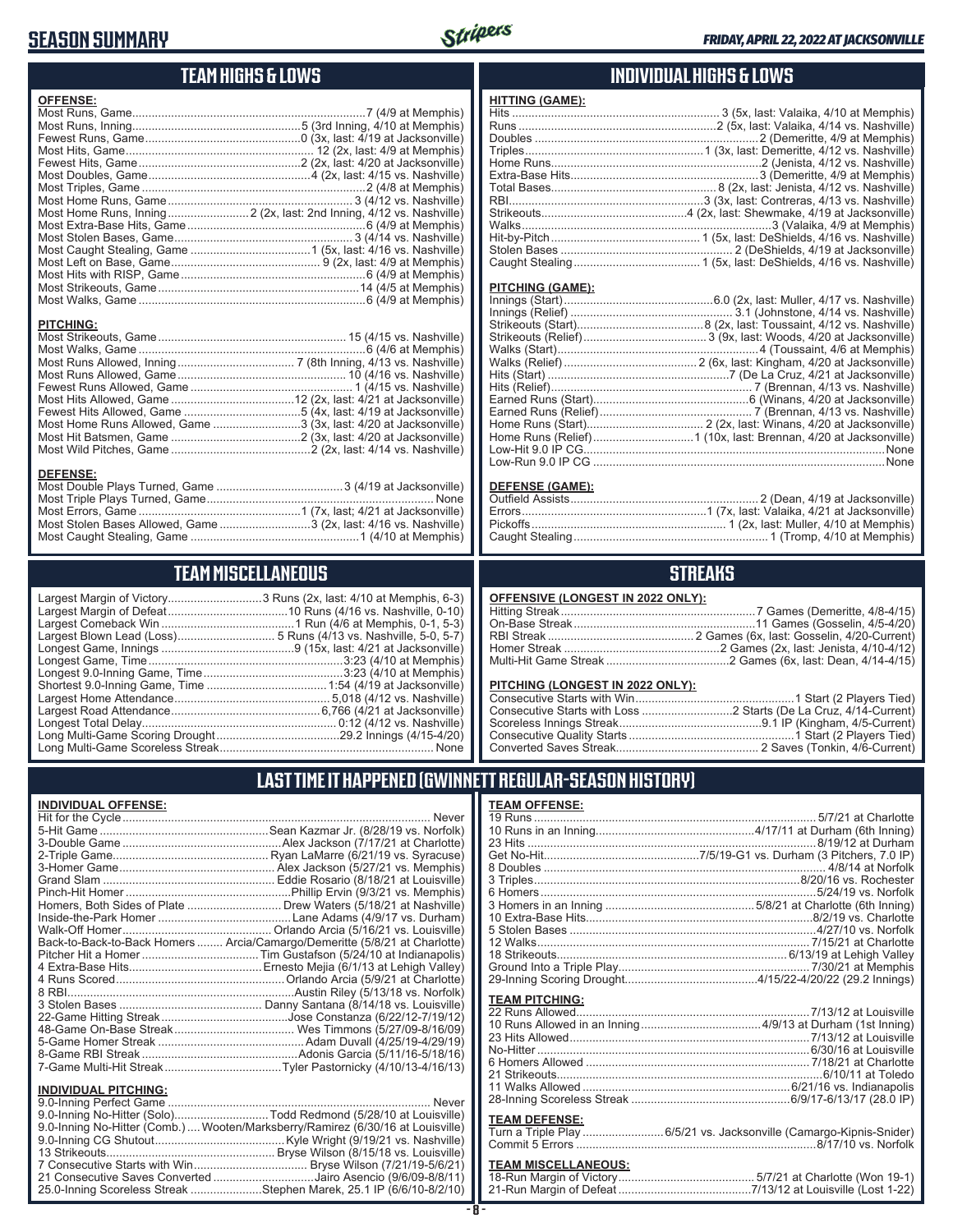# SEASON SUMMARY

*FRIDAY, APRIL 22, 2022 AT JACKSONVILLE*

## TEAM HIGHS & LOWS

**OFFENSE:**

| | |
|---|---|
| Most Runs, Game | 7 (4/9 at Memphis) |
| Most Runs, Inning | 5 (3rd Inning, 4/10 at Memphis) |
| Fewest Runs, Game | 0 (3x, last: 4/19 at Jacksonville) |
| Most Hits, Game | 12 (2x, last: 4/9 at Memphis) |
| Fewest Hits, Game | 2 (2x, last: 4/20 at Jacksonville) |
| Most Doubles, Game | 4 (2x, last: 4/15 vs. Nashville) |
| Most Triples, Game | 2 (4/8 at Memphis) |
| Most Home Runs, Game | 3 (4/12 vs. Nashville) |
| Most Home Runs, Inning | 2 (2x, last: 2nd Inning, 4/12 vs. Nashville) |
| Most Extra-Base Hits, Game | 6 (4/9 at Memphis) |
| Most Stolen Bases, Game | 3 (4/14 vs. Nashville) |
| Most Caught Stealing, Game | 1 (5x, last: 4/16 vs. Nashville) |
| Most Left on Base, Game | 9 (2x, last: 4/9 at Memphis) |
| Most Hits with RISP, Game | 6 (4/9 at Memphis) |
| Most Strikeouts, Game | 14 (4/5 at Memphis) |
| Most Walks, Game | 6 (4/9 at Memphis) |

**PITCHING:**

| | |
|---|---|
| Most Strikeouts, Game | 15 (4/15 vs. Nashville) |
| Most Walks, Game | 6 (4/6 at Memphis) |
| Most Runs Allowed, Inning | 7 (8th Inning, 4/13 vs. Nashville) |
| Most Runs Allowed, Game | 10 (4/16 vs. Nashville) |
| Fewest Runs Allowed, Game | 1 (4/15 vs. Nashville) |
| Most Hits Allowed, Game | 12 (2x, last: 4/21 at Jacksonville) |
| Fewest Hits Allowed, Game | 5 (4x, last: 4/19 at Jacksonville) |
| Most Home Runs Allowed, Game | 3 (3x, last: 4/20 at Jacksonville) |
| Most Hit Batsmen, Game | 2 (3x, last: 4/20 at Jacksonville) |
| Most Wild Pitches, Game | 2 (2x, last: 4/14 vs. Nashville) |

**DEFENSE:**

| | |
|---|---|
| Most Double Plays Turned, Game | 3 (4/19 at Jacksonville) |
| Most Triple Plays Turned, Game | None |
| Most Errors, Game | 1 (7x, last: 4/21 at Jacksonville) |
| Most Stolen Bases Allowed, Game | 3 (2x, last: 4/16 vs. Nashville) |
| Most Caught Stealing, Game | 1 (4/10 at Memphis) |

## INDIVIDUAL HIGHS & LOWS

**HITTING (GAME):**

| | |
|---|---|
| Hits | 3 (5x, last: Valaika, 4/10 at Memphis) |
| Runs | 2 (5x, last: Valaika, 4/14 vs. Nashville) |
| Doubles | 2 (Demeritte, 4/9 at Memphis) |
| Triples | 1 (3x, last: Demeritte, 4/12 vs. Nashville) |
| Home Runs | 2 (Jenista, 4/12 vs. Nashville) |
| Extra-Base Hits | 3 (Demeritte, 4/9 at Memphis) |
| Total Bases | 8 (2x, last: Jenista, 4/12 vs. Nashville) |
| RBI | 3 (3x, last: Contreras, 4/13 vs. Nashville) |
| Strikeouts | 4 (2x, last: Shewmake, 4/19 at Jacksonville) |
| Walks | 3 (Valaika, 4/9 at Memphis) |
| Hit-by-Pitch | 1 (5x, last: DeShields, 4/16 vs. Nashville) |
| Stolen Bases | 2 (DeShields, 4/19 at Jacksonville) |
| Caught Stealing | 1 (5x, last: DeShields, 4/16 vs. Nashville) |

**PITCHING (GAME):**

| | |
|---|---|
| Innings (Start) | 6.0 (2x, last: Muller, 4/17 vs. Nashville) |
| Innings (Relief) | 3.1 (Johnstone, 4/14 vs. Nashville) |
| Strikeouts (Start) | 8 (2x, last: Toussaint, 4/12 vs. Nashville) |
| Strikeouts (Relief) | 3 (9x, last: Woods, 4/20 at Jacksonville) |
| Walks (Start) | 4 (Toussaint, 4/6 at Memphis) |
| Walks (Relief) | 2 (6x, last: Kingham, 4/20 at Jacksonville) |
| Hits (Start) | 7 (De La Cruz, 4/21 at Jacksonville) |
| Hits (Relief) | 7 (Brennan, 4/13 vs. Nashville) |
| Earned Runs (Start) | 6 (Winans, 4/20 at Jacksonville) |
| Earned Runs (Relief) | 7 (Brennan, 4/13 vs. Nashville) |
| Home Runs (Start) | 2 (2x, last: Winans, 4/20 at Jacksonville) |
| Home Runs (Relief) | 1 (10x, last: Brennan, 4/20 at Jacksonville) |
| Low-Hit 9.0 IP CG | None |
| Low-Run 9.0 IP CG | None |

**DEFENSE (GAME):**

| | |
|---|---|
| Outfield Assists | 2 (Dean, 4/19 at Jacksonville) |
| Errors | 1 (7x, last: Valaika, 4/21 at Jacksonville) |
| Pickoffs | 1 (2x, last: Muller, 4/10 at Memphis) |
| Caught Stealing | 1 (Tromp, 4/10 at Memphis) |

## TEAM MISCELLANEOUS

| | |
|---|---|
| Largest Margin of Victory | 3 Runs (2x, last: 4/10 at Memphis, 6-3) |
| Largest Margin of Defeat | 10 Runs (4/16 vs. Nashville, 0-10) |
| Largest Comeback Win | 1 Run (4/6 at Memphis, 0-1, 5-3) |
| Largest Blown Lead (Loss) | 5 Runs (4/13 vs. Nashville, 5-0, 5-7) |
| Longest Game, Innings | 9 (15x, last: 4/21 at Jacksonville) |
| Longest Game, Time | 3:23 (4/10 at Memphis) |
| Longest 9.0-Inning Game, Time | 3:23 (4/10 at Memphis) |
| Shortest 9.0-Inning Game, Time | 1:54 (4/19 at Jacksonville) |
| Largest Home Attendance | 5,018 (4/12 vs. Nashville) |
| Largest Road Attendance | 6,766 (4/21 at Jacksonville) |
| Longest Total Delay | 0:12 (4/12 vs. Nashville) |
| Long Multi-Game Scoring Drought | 29.2 Innings (4/15-4/20) |
| Long Multi-Game Scoreless Streak | None |

## STREAKS

**OFFENSIVE (LONGEST IN 2022 ONLY):**

| | |
|---|---|
| Hitting Streak | 7 Games (Demeritte, 4/8-4/15) |
| On-Base Streak | 11 Games (Gosselin, 4/5-4/20) |
| RBI Streak | 2 Games (6x, last: Gosselin, 4/20-Current) |
| Homer Streak | 2 Games (2x, last: Jenista, 4/10-4/12) |
| Multi-Hit Game Streak | 2 Games (6x, last: Dean, 4/14-4/15) |

**PITCHING (LONGEST IN 2022 ONLY):**

| | |
|---|---|
| Consecutive Starts with Win | 1 Start (2 Players Tied) |
| Consecutive Starts with Loss | 2 Starts (De La Cruz, 4/14-Current) |
| Scoreless Innings Streak | 9.1 IP (Kingham, 4/5-Current) |
| Consecutive Quality Starts | 1 Start (2 Players Tied) |
| Converted Saves Streak | 2 Saves (Tonkin, 4/6-Current) |

## LAST TIME IT HAPPENED (GWINNETT REGULAR-SEASON HISTORY)

**INDIVIDUAL OFFENSE:**

| | |
|---|---|
| Hit for the Cycle | Never |
| 5-Hit Game | Sean Kazmar Jr. (8/28/19 vs. Norfolk) |
| 3-Double Game | Alex Jackson (7/17/21 at Charlotte) |
| 2-Triple Game | Ryan LaMarre (6/21/19 vs. Syracuse) |
| 3-Homer Game | Alex Jackson (5/27/21 vs. Memphis) |
| Grand Slam | Eddie Rosario (8/18/21 at Louisville) |
| Pinch-Hit Homer | Phillip Ervin (9/3/21 vs. Memphis) |
| Homers, Both Sides of Plate | Drew Waters (5/18/21 at Nashville) |
| Inside-the-Park Homer | Lane Adams (4/9/17 vs. Durham) |
| Walk-Off Homer | Orlando Arcia (5/16/21 vs. Louisville) |
| Back-to-Back-to-Back Homers | Arcia/Camargo/Demeritte (5/8/21 at Charlotte) |
| Pitcher Hit a Homer | Tim Gustafson (5/24/10 at Indianapolis) |
| 4 Extra-Base Hits | Ernesto Mejia (6/1/13 at Lehigh Valley) |
| 4 Runs Scored | Orlando Arcia (5/9/21 at Charlotte) |
| 8 RBI | Austin Riley (5/13/18 vs. Norfolk) |
| 3 Stolen Bases | Danny Santana (8/14/18 vs. Louisville) |
| 22-Game Hitting Streak | Jose Constanza (6/22/12-7/19/12) |
| 48-Game On-Base Streak | Wes Timmons (5/27/09-8/16/09) |
| 5-Game Homer Streak | Adam Duvall (4/25/19-4/29/19) |
| 8-Game RBI Streak | Adonis Garcia (5/11/16-5/18/16) |
| 7-Game Multi-Hit Streak | Tyler Pastornicky (4/10/13-4/16/13) |

**INDIVIDUAL PITCHING:**

| | |
|---|---|
| 9.0-Inning Perfect Game | Never |
| 9.0-Inning No-Hitter (Solo) | Todd Redmond (5/28/10 at Louisville) |
| 9.0-Inning No-Hitter (Comb.) | Wooten/Marksberry/Ramirez (6/30/16 at Louisville) |
| 9.0-Inning CG Shutout | Kyle Wright (9/19/21 vs. Nashville) |
| 13 Strikeouts | Bryse Wilson (8/15/18 vs. Louisville) |
| 7 Consecutive Starts with Win | Bryse Wilson (7/21/19-5/6/21) |
| 21 Consecutive Saves Converted | Jairo Asencio (9/6/09-8/8/11) |
| 25.0-Inning Scoreless Streak | Stephen Marek, 25.1 IP (6/6/10-8/2/10) |

**TEAM OFFENSE:**

| | |
|---|---|
| 19 Runs | 5/7/21 at Charlotte |
| 10 Runs in an Inning | 4/17/11 at Durham (6th Inning) |
| 23 Hits | 8/19/12 at Durham |
| Get No-Hit | 7/5/19-G1 vs. Durham (3 Pitchers, 7.0 IP) |
| 8 Doubles | 4/8/14 at Norfolk |
| 3 Triples | 8/20/16 vs. Rochester |
| 6 Homers | 5/24/19 vs. Norfolk |
| 3 Homers in an Inning | 5/8/21 at Charlotte (6th Inning) |
| 10 Extra-Base Hits | 8/2/19 vs. Charlotte |
| 5 Stolen Bases | 4/27/10 vs. Norfolk |
| 12 Walks | 7/15/21 at Charlotte |
| 18 Strikeouts | 6/13/19 at Lehigh Valley |
| Ground Into a Triple Play | 7/30/21 at Memphis |
| 29-Inning Scoring Drought | 4/15/22-4/20/22 (29.2 Innings) |

**TEAM PITCHING:**

| | |
|---|---|
| 22 Runs Allowed | 7/13/12 at Louisville |
| 10 Runs Allowed in an Inning | 4/9/13 at Durham (1st Inning) |
| 23 Hits Allowed | 7/13/12 at Louisville |
| No-Hitter | 6/30/16 at Louisville |
| 6 Homers Allowed | 7/18/21 at Charlotte |
| 21 Strikeouts | 6/10/11 at Toledo |
| 11 Walks Allowed | 6/21/16 vs. Indianapolis |
| 28-Inning Scoreless Streak | 6/9/17-6/13/17 (28.0 IP) |

**TEAM DEFENSE:**

| | |
|---|---|
| Turn a Triple Play | 6/5/21 vs. Jacksonville (Camargo-Kipnis-Snider) |
| Commit 5 Errors | 8/17/10 vs. Norfolk |

**TEAM MISCELLANEOUS:**

| | |
|---|---|
| 18-Run Margin of Victory | 5/7/21 at Charlotte (Won 19-1) |
| 21-Run Margin of Defeat | 7/13/12 at Louisville (Lost 1-22) |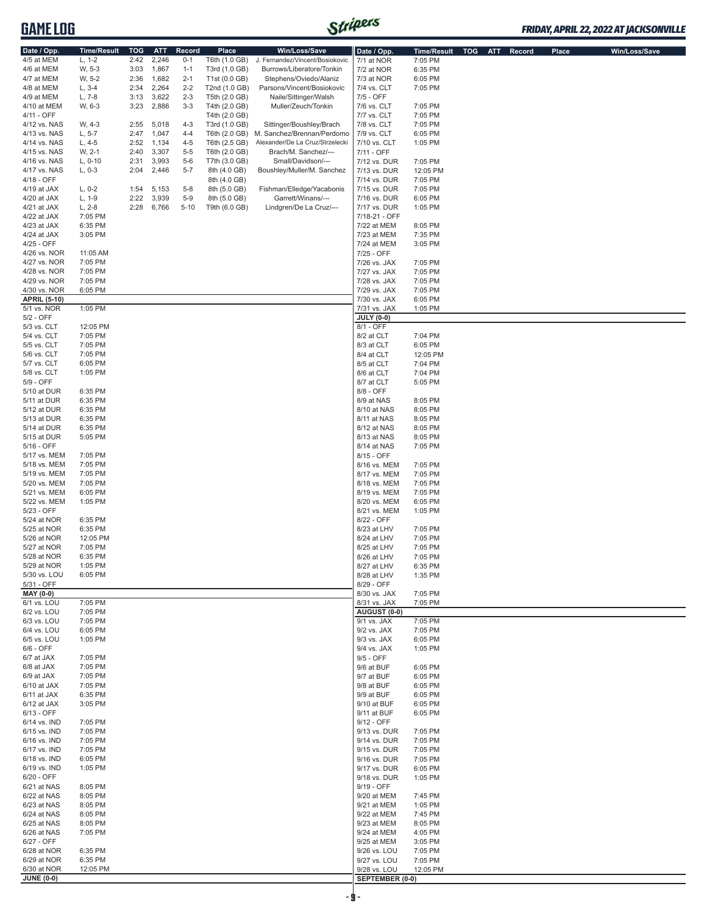# GAME LOG

*FRIDAY, APRIL 22, 2022 AT JACKSONVILLE*

| Date / Opp. | Time/Result | TOG | ATT | Record | Place | Win/Loss/Save |
|---|---|---|---|---|---|---|
| 4/5 at MEM | L, 1-2 | 2:42 | 2,246 | 0-1 | T6th (1.0 GB) | J. Fernandez/Vincent/Bosiokovic |
| 4/6 at MEM | W, 5-3 | 3:03 | 1,867 | 1-1 | T3rd (1.0 GB) | Burrows/Liberatore/Tonkin |
| 4/7 at MEM | W, 5-2 | 2:36 | 1,682 | 2-1 | T1st (0.0 GB) | Stephens/Oviedo/Alaniz |
| 4/8 at MEM | L, 3-4 | 2:34 | 2,264 | 2-2 | T2nd (1.0 GB) | Parsons/Vincent/Bosiokovic |
| 4/9 at MEM | L, 7-8 | 3:13 | 3,622 | 2-3 | T5th (2.0 GB) | Naile/Sittinger/Walsh |
| 4/10 at MEM | W, 6-3 | 3:23 | 2,886 | 3-3 | T4th (2.0 GB) | Muller/Zeuch/Tonkin |
| 4/11 - OFF | | | | | T4th (2.0 GB) | |
| 4/12 vs. NAS | W, 4-3 | 2:55 | 5,018 | 4-3 | T3rd (1.0 GB) | Sittinger/Boushley/Brach |
| 4/13 vs. NAS | L, 5-7 | 2:47 | 1,047 | 4-4 | T6th (2.0 GB) | M. Sanchez/Brennan/Perdomo |
| 4/14 vs. NAS | L, 4-5 | 2:52 | 1,134 | 4-5 | T6th (2.5 GB) | Alexander/De La Cruz/Strzelecki |
| 4/15 vs. NAS | W, 2-1 | 2:40 | 3,307 | 5-5 | T6th (2.0 GB) | Brach/M. Sanchez/--- |
| 4/16 vs. NAS | L, 0-10 | 2:31 | 3,993 | 5-6 | T7th (3.0 GB) | Small/Davidson/--- |
| 4/17 vs. NAS | L, 0-3 | 2:04 | 2,446 | 5-7 | 8th (4.0 GB) | Boushley/Muller/M. Sanchez |
| 4/18 - OFF | | | | | 8th (4.0 GB) | |
| 4/19 at JAX | L, 0-2 | 1:54 | 5,153 | 5-8 | 8th (5.0 GB) | Fishman/Elledge/Yacabonis |
| 4/20 at JAX | L, 1-9 | 2:22 | 3,939 | 5-9 | 8th (5.0 GB) | Garrett/Winans/--- |
| 4/21 at JAX | L, 2-8 | 2:28 | 6,766 | 5-10 | T9th (6.0 GB) | Lindgren/De La Cruz/--- |
| 4/22 at JAX | 7:05 PM | | | | | |
| 4/23 at JAX | 6:35 PM | | | | | |
| 4/24 at JAX | 3:05 PM | | | | | |
| 4/25 - OFF | | | | | | |
| 4/26 vs. NOR | 11:05 AM | | | | | |
| 4/27 vs. NOR | 7:05 PM | | | | | |
| 4/28 vs. NOR | 7:05 PM | | | | | |
| 4/29 vs. NOR | 7:05 PM | | | | | |
| 4/30 vs. NOR | 6:05 PM | | | | | |
| **APRIL (5-10)** | | | | | | |
| 5/1 vs. NOR | 1:05 PM | | | | | |
| 5/2 - OFF | | | | | | |
| 5/3 vs. CLT | 12:05 PM | | | | | |
| 5/4 vs. CLT | 7:05 PM | | | | | |
| 5/5 vs. CLT | 7:05 PM | | | | | |
| 5/6 vs. CLT | 7:05 PM | | | | | |
| 5/7 vs. CLT | 6:05 PM | | | | | |
| 5/8 vs. CLT | 1:05 PM | | | | | |
| 5/9 - OFF | | | | | | |
| 5/10 at DUR | 6:35 PM | | | | | |
| 5/11 at DUR | 6:35 PM | | | | | |
| 5/12 at DUR | 6:35 PM | | | | | |
| 5/13 at DUR | 6:35 PM | | | | | |
| 5/14 at DUR | 6:35 PM | | | | | |
| 5/15 at DUR | 5:05 PM | | | | | |
| 5/16 - OFF | | | | | | |
| 5/17 vs. MEM | 7:05 PM | | | | | |
| 5/18 vs. MEM | 7:05 PM | | | | | |
| 5/19 vs. MEM | 7:05 PM | | | | | |
| 5/20 vs. MEM | 7:05 PM | | | | | |
| 5/21 vs. MEM | 6:05 PM | | | | | |
| 5/22 vs. MEM | 1:05 PM | | | | | |
| 5/23 - OFF | | | | | | |
| 5/24 at NOR | 6:35 PM | | | | | |
| 5/25 at NOR | 6:35 PM | | | | | |
| 5/26 at NOR | 12:05 PM | | | | | |
| 5/27 at NOR | 7:05 PM | | | | | |
| 5/28 at NOR | 6:35 PM | | | | | |
| 5/29 at NOR | 1:05 PM | | | | | |
| 5/30 vs. LOU | 6:05 PM | | | | | |
| 5/31 - OFF | | | | | | |
| **MAY (0-0)** | | | | | | |
| 6/1 vs. LOU | 7:05 PM | | | | | |
| 6/2 vs. LOU | 7:05 PM | | | | | |
| 6/3 vs. LOU | 7:05 PM | | | | | |
| 6/4 vs. LOU | 6:05 PM | | | | | |
| 6/5 vs. LOU | 1:05 PM | | | | | |
| 6/6 - OFF | | | | | | |
| 6/7 at JAX | 7:05 PM | | | | | |
| 6/8 at JAX | 7:05 PM | | | | | |
| 6/9 at JAX | 7:05 PM | | | | | |
| 6/10 at JAX | 7:05 PM | | | | | |
| 6/11 at JAX | 6:35 PM | | | | | |
| 6/12 at JAX | 3:05 PM | | | | | |
| 6/13 - OFF | | | | | | |
| 6/14 vs. IND | 7:05 PM | | | | | |
| 6/15 vs. IND | 7:05 PM | | | | | |
| 6/16 vs. IND | 7:05 PM | | | | | |
| 6/17 vs. IND | 7:05 PM | | | | | |
| 6/18 vs. IND | 6:05 PM | | | | | |
| 6/19 vs. IND | 1:05 PM | | | | | |
| 6/20 - OFF | | | | | | |
| 6/21 at NAS | 8:05 PM | | | | | |
| 6/22 at NAS | 8:05 PM | | | | | |
| 6/23 at NAS | 8:05 PM | | | | | |
| 6/24 at NAS | 8:05 PM | | | | | |
| 6/25 at NAS | 8:05 PM | | | | | |
| 6/26 at NAS | 7:05 PM | | | | | |
| 6/27 - OFF | | | | | | |
| 6/28 at NOR | 6:35 PM | | | | | |
| 6/29 at NOR | 6:35 PM | | | | | |
| 6/30 at NOR | 12:05 PM | | | | | |
| **JUNE (0-0)** | | | | | | |

| Date / Opp. | Time/Result | TOG | ATT | Record | Place | Win/Loss/Save |
|---|---|---|---|---|---|---|
| 7/1 at NOR | 7:05 PM | | | | | |
| 7/2 at NOR | 6:35 PM | | | | | |
| 7/3 at NOR | 6:05 PM | | | | | |
| 7/4 vs. CLT | 7:05 PM | | | | | |
| 7/5 - OFF | | | | | | |
| 7/6 vs. CLT | 7:05 PM | | | | | |
| 7/7 vs. CLT | 7:05 PM | | | | | |
| 7/8 vs. CLT | 7:05 PM | | | | | |
| 7/9 vs. CLT | 6:05 PM | | | | | |
| 7/10 vs. CLT | 1:05 PM | | | | | |
| 7/11 - OFF | | | | | | |
| 7/12 vs. DUR | 7:05 PM | | | | | |
| 7/13 vs. DUR | 12:05 PM | | | | | |
| 7/14 vs. DUR | 7:05 PM | | | | | |
| 7/15 vs. DUR | 7:05 PM | | | | | |
| 7/16 vs. DUR | 6:05 PM | | | | | |
| 7/17 vs. DUR | 1:05 PM | | | | | |
| 7/18-21 - OFF | | | | | | |
| 7/22 at MEM | 8:05 PM | | | | | |
| 7/23 at MEM | 7:35 PM | | | | | |
| 7/24 at MEM | 3:05 PM | | | | | |
| 7/25 - OFF | | | | | | |
| 7/26 vs. JAX | 7:05 PM | | | | | |
| 7/27 vs. JAX | 7:05 PM | | | | | |
| 7/28 vs. JAX | 7:05 PM | | | | | |
| 7/29 vs. JAX | 7:05 PM | | | | | |
| 7/30 vs. JAX | 6:05 PM | | | | | |
| 7/31 vs. JAX | 1:05 PM | | | | | |
| **JULY (0-0)** | | | | | | |
| 8/1 - OFF | | | | | | |
| 8/2 at CLT | 7:04 PM | | | | | |
| 8/3 at CLT | 6:05 PM | | | | | |
| 8/4 at CLT | 12:05 PM | | | | | |
| 8/5 at CLT | 7:04 PM | | | | | |
| 8/6 at CLT | 7:04 PM | | | | | |
| 8/7 at CLT | 5:05 PM | | | | | |
| 8/8 - OFF | | | | | | |
| 8/9 at NAS | 8:05 PM | | | | | |
| 8/10 at NAS | 8:05 PM | | | | | |
| 8/11 at NAS | 8:05 PM | | | | | |
| 8/12 at NAS | 8:05 PM | | | | | |
| 8/13 at NAS | 8:05 PM | | | | | |
| 8/14 at NAS | 7:05 PM | | | | | |
| 8/15 - OFF | | | | | | |
| 8/16 vs. MEM | 7:05 PM | | | | | |
| 8/17 vs. MEM | 7:05 PM | | | | | |
| 8/18 vs. MEM | 7:05 PM | | | | | |
| 8/19 vs. MEM | 7:05 PM | | | | | |
| 8/20 vs. MEM | 6:05 PM | | | | | |
| 8/21 vs. MEM | 1:05 PM | | | | | |
| 8/22 - OFF | | | | | | |
| 8/23 at LHV | 7:05 PM | | | | | |
| 8/24 at LHV | 7:05 PM | | | | | |
| 8/25 at LHV | 7:05 PM | | | | | |
| 8/26 at LHV | 7:05 PM | | | | | |
| 8/27 at LHV | 6:35 PM | | | | | |
| 8/28 at LHV | 1:35 PM | | | | | |
| 8/29 - OFF | | | | | | |
| 8/30 vs. JAX | 7:05 PM | | | | | |
| 8/31 vs. JAX | 7:05 PM | | | | | |
| **AUGUST (0-0)** | | | | | | |
| 9/1 vs. JAX | 7:05 PM | | | | | |
| 9/2 vs. JAX | 7:05 PM | | | | | |
| 9/3 vs. JAX | 6:05 PM | | | | | |
| 9/4 vs. JAX | 1:05 PM | | | | | |
| 9/5 - OFF | | | | | | |
| 9/6 at BUF | 6:05 PM | | | | | |
| 9/7 at BUF | 6:05 PM | | | | | |
| 9/8 at BUF | 6:05 PM | | | | | |
| 9/9 at BUF | 6:05 PM | | | | | |
| 9/10 at BUF | 6:05 PM | | | | | |
| 9/11 at BUF | 6:05 PM | | | | | |
| 9/12 - OFF | | | | | | |
| 9/13 vs. DUR | 7:05 PM | | | | | |
| 9/14 vs. DUR | 7:05 PM | | | | | |
| 9/15 vs. DUR | 7:05 PM | | | | | |
| 9/16 vs. DUR | 7:05 PM | | | | | |
| 9/17 vs. DUR | 6:05 PM | | | | | |
| 9/18 vs. DUR | 1:05 PM | | | | | |
| 9/19 - OFF | | | | | | |
| 9/20 at MEM | 7:45 PM | | | | | |
| 9/21 at MEM | 1:05 PM | | | | | |
| 9/22 at MEM | 7:45 PM | | | | | |
| 9/23 at MEM | 8:05 PM | | | | | |
| 9/24 at MEM | 4:05 PM | | | | | |
| 9/25 at MEM | 3:05 PM | | | | | |
| 9/26 vs. LOU | 7:05 PM | | | | | |
| 9/27 vs. LOU | 7:05 PM | | | | | |
| 9/28 vs. LOU | 12:05 PM | | | | | |
| **SEPTEMBER (0-0)** | | | | | | |